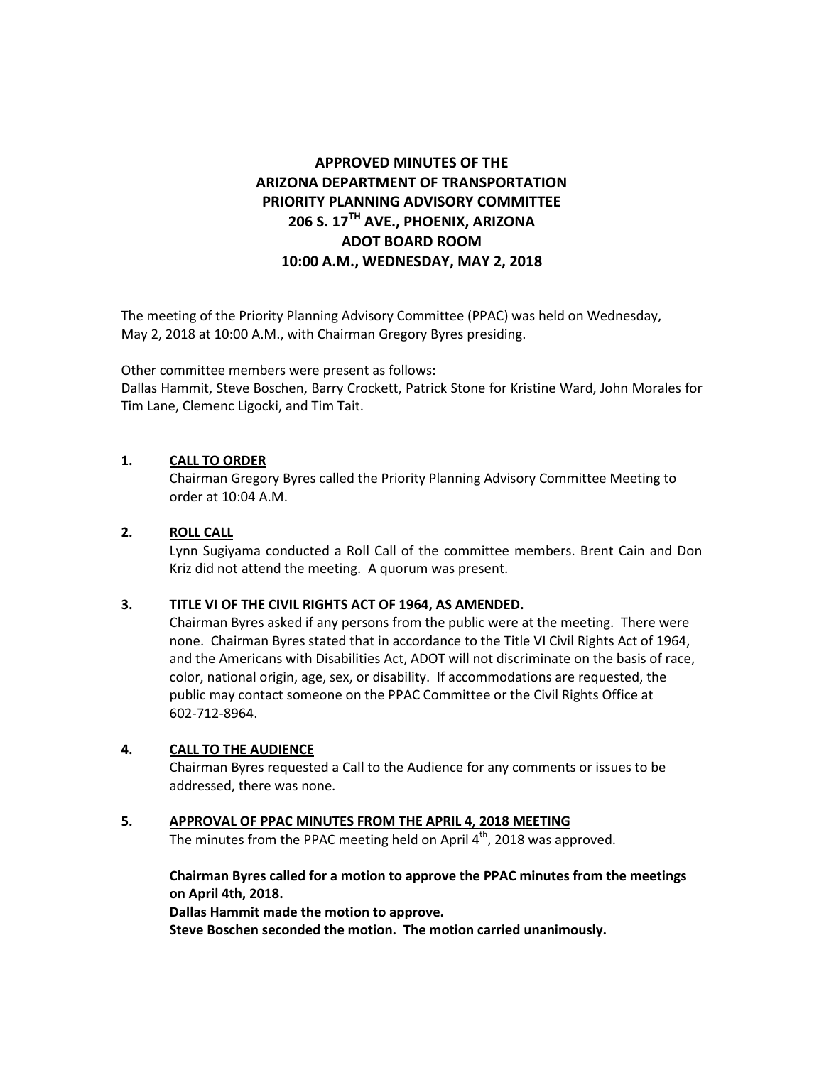# APPROVED MINUTES OF THE ARIZONA DEPARTMENT OF TRANSPORTATION PRIORITY PLANNING ADVISORY COMMITTEE 206 S. 17TH AVE., PHOENIX, ARIZONA ADOT BOARD ROOM 10:00 A.M., WEDNESDAY, MAY 2, 2018

The meeting of the Priority Planning Advisory Committee (PPAC) was held on Wednesday, May 2, 2018 at 10:00 A.M., with Chairman Gregory Byres presiding.

Other committee members were present as follows:
Dallas Hammit, Steve Boschen, Barry Crockett, Patrick Stone for Kristine Ward, John Morales for Tim Lane, Clemenc Ligocki, and Tim Tait.

**1. CALL TO ORDER**

Chairman Gregory Byres called the Priority Planning Advisory Committee Meeting to order at 10:04 A.M.

**2. ROLL CALL**

Lynn Sugiyama conducted a Roll Call of the committee members. Brent Cain and Don Kriz did not attend the meeting. A quorum was present.

**3. TITLE VI OF THE CIVIL RIGHTS ACT OF 1964, AS AMENDED.**

Chairman Byres asked if any persons from the public were at the meeting. There were none. Chairman Byres stated that in accordance to the Title VI Civil Rights Act of 1964, and the Americans with Disabilities Act, ADOT will not discriminate on the basis of race, color, national origin, age, sex, or disability. If accommodations are requested, the public may contact someone on the PPAC Committee or the Civil Rights Office at 602-712-8964.

**4. CALL TO THE AUDIENCE**

Chairman Byres requested a Call to the Audience for any comments or issues to be addressed, there was none.

**5. APPROVAL OF PPAC MINUTES FROM THE APRIL 4, 2018 MEETING**

The minutes from the PPAC meeting held on April 4th, 2018 was approved.

**Chairman Byres called for a motion to approve the PPAC minutes from the meetings on April 4th, 2018.**
**Dallas Hammit made the motion to approve.**
**Steve Boschen seconded the motion. The motion carried unanimously.**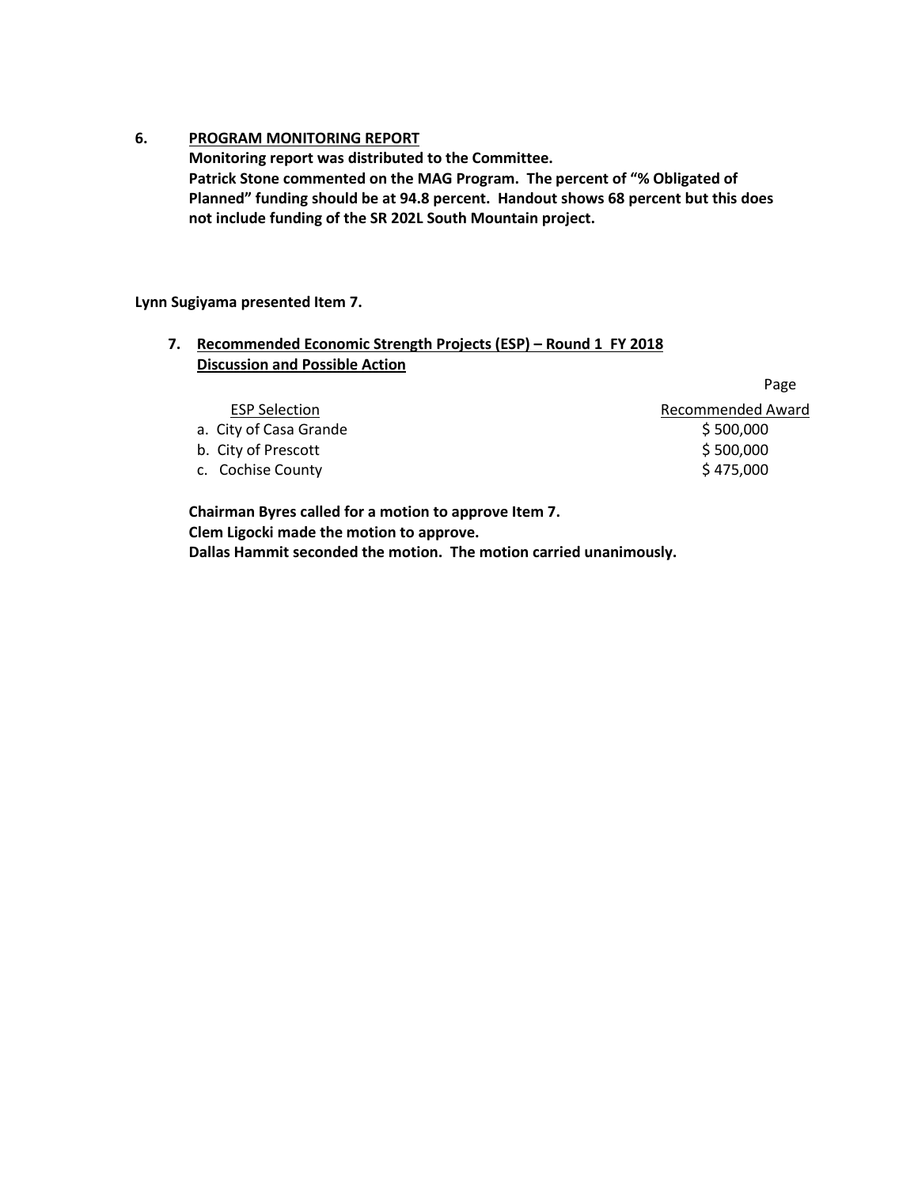**6. PROGRAM MONITORING REPORT**

**Monitoring report was distributed to the Committee.**
**Patrick Stone commented on the MAG Program. The percent of "% Obligated of Planned" funding should be at 94.8 percent. Handout shows 68 percent but this does not include funding of the SR 202L South Mountain project.**

**Lynn Sugiyama presented Item 7.**

**7. Recommended Economic Strength Projects (ESP) – Round 1 FY 2018**
**Discussion and Possible Action**

| ESP Selection | Page Recommended Award |
| --- | --- |
| a. City of Casa Grande | \$ 500,000 |
| b. City of Prescott | \$ 500,000 |
| c. Cochise County | \$ 475,000 |

**Chairman Byres called for a motion to approve Item 7.**
**Clem Ligocki made the motion to approve.**
**Dallas Hammit seconded the motion. The motion carried unanimously.**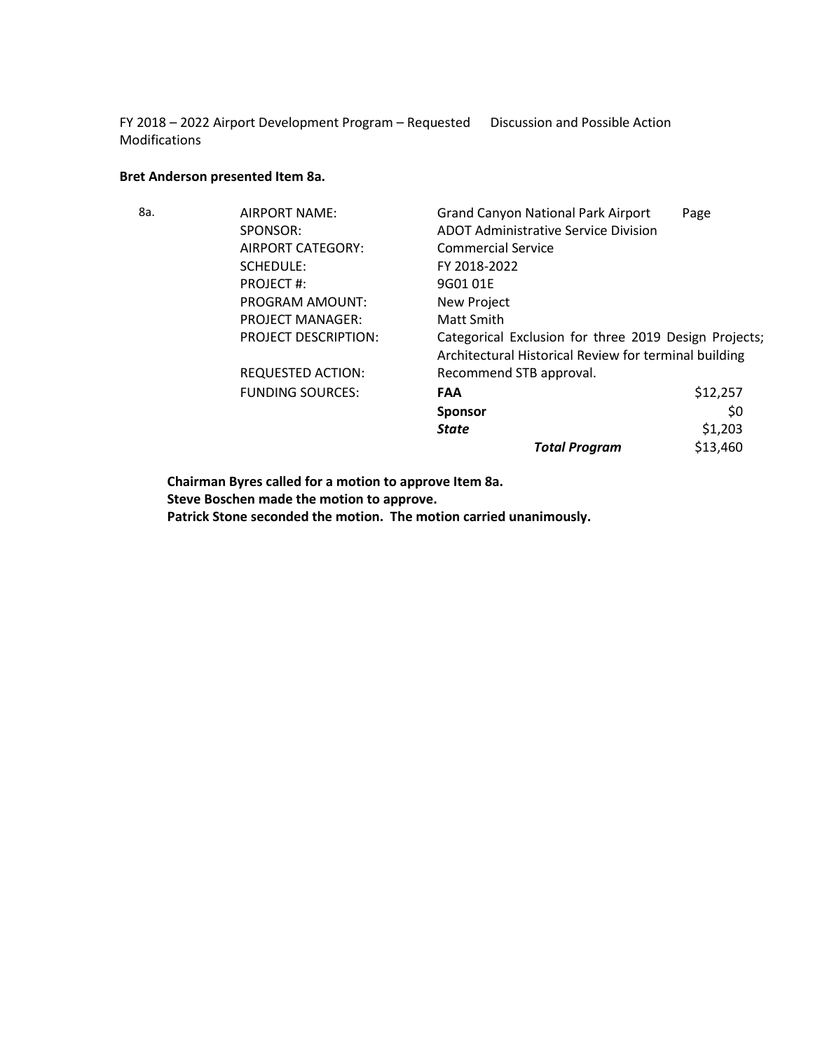FY 2018 – 2022 Airport Development Program – Requested Modifications    Discussion and Possible Action

**Bret Anderson presented Item 8a.**

| 8a. | AIRPORT NAME: | Grand Canyon National Park Airport | Page |
|---|---|---|---|
| | SPONSOR: | ADOT Administrative Service Division | |
| | AIRPORT CATEGORY: | Commercial Service | |
| | SCHEDULE: | FY 2018-2022 | |
| | PROJECT #: | 9G01 01E | |
| | PROGRAM AMOUNT: | New Project | |
| | PROJECT MANAGER: | Matt Smith | |
| | PROJECT DESCRIPTION: | Categorical Exclusion for three 2019 Design Projects; Architectural Historical Review for terminal building | |
| | REQUESTED ACTION: | Recommend STB approval. | |
| | FUNDING SOURCES: | **FAA** | $12,257 |
| | | **Sponsor** | $0 |
| | | ***State*** | $1,203 |
| | | ***Total Program*** | $13,460 |

**Chairman Byres called for a motion to approve Item 8a.**
**Steve Boschen made the motion to approve.**
**Patrick Stone seconded the motion. The motion carried unanimously.**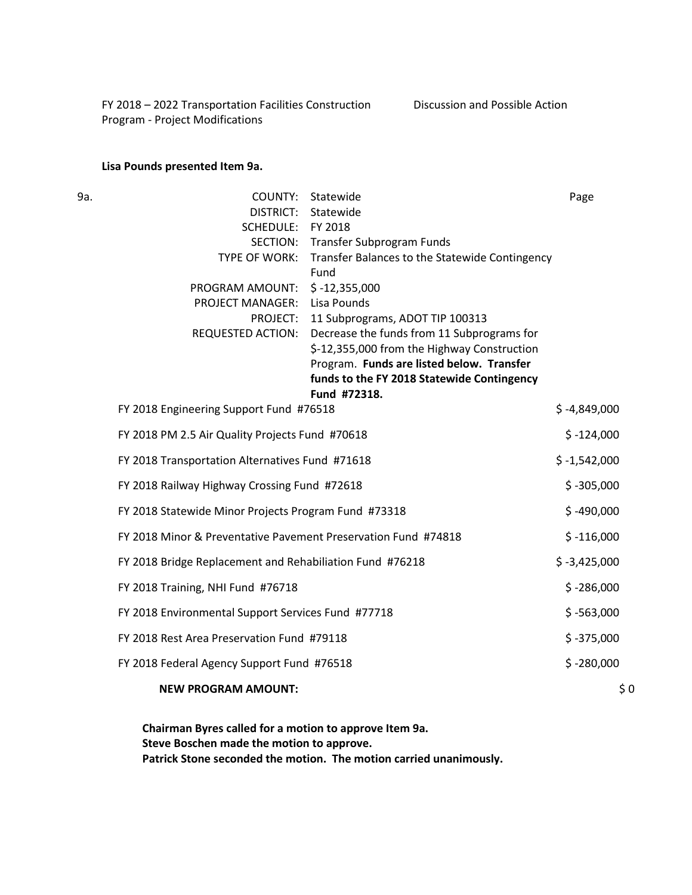FY 2018 – 2022 Transportation Facilities Construction Program - Project Modifications — Discussion and Possible Action

**Lisa Pounds presented Item 9a.**

9a.

| | | |
|---|---|---|
| COUNTY: | Statewide | Page |
| DISTRICT: | Statewide | |
| SCHEDULE: | FY 2018 | |
| SECTION: | Transfer Subprogram Funds | |
| TYPE OF WORK: | Transfer Balances to the Statewide Contingency Fund | |
| PROGRAM AMOUNT: | $ -12,355,000 | |
| PROJECT MANAGER: | Lisa Pounds | |
| PROJECT: | 11 Subprograms, ADOT TIP 100313 | |
| REQUESTED ACTION: | Decrease the funds from 11 Subprograms for $-12,355,000 from the Highway Construction Program. **Funds are listed below. Transfer funds to the FY 2018 Statewide Contingency Fund #72318.** | |

| Fund | Amount |
|---|---|
| FY 2018 Engineering Support Fund #76518 | $ -4,849,000 |
| FY 2018 PM 2.5 Air Quality Projects Fund #70618 | $ -124,000 |
| FY 2018 Transportation Alternatives Fund #71618 | $ -1,542,000 |
| FY 2018 Railway Highway Crossing Fund #72618 | $ -305,000 |
| FY 2018 Statewide Minor Projects Program Fund #73318 | $ -490,000 |
| FY 2018 Minor & Preventative Pavement Preservation Fund #74818 | $ -116,000 |
| FY 2018 Bridge Replacement and Rehabiliation Fund #76218 | $ -3,425,000 |
| FY 2018 Training, NHI Fund #76718 | $ -286,000 |
| FY 2018 Environmental Support Services Fund #77718 | $ -563,000 |
| FY 2018 Rest Area Preservation Fund #79118 | $ -375,000 |
| FY 2018 Federal Agency Support Fund #76518 | $ -280,000 |
| **NEW PROGRAM AMOUNT:** | $ 0 |

**Chairman Byres called for a motion to approve Item 9a.**
**Steve Boschen made the motion to approve.**
**Patrick Stone seconded the motion. The motion carried unanimously.**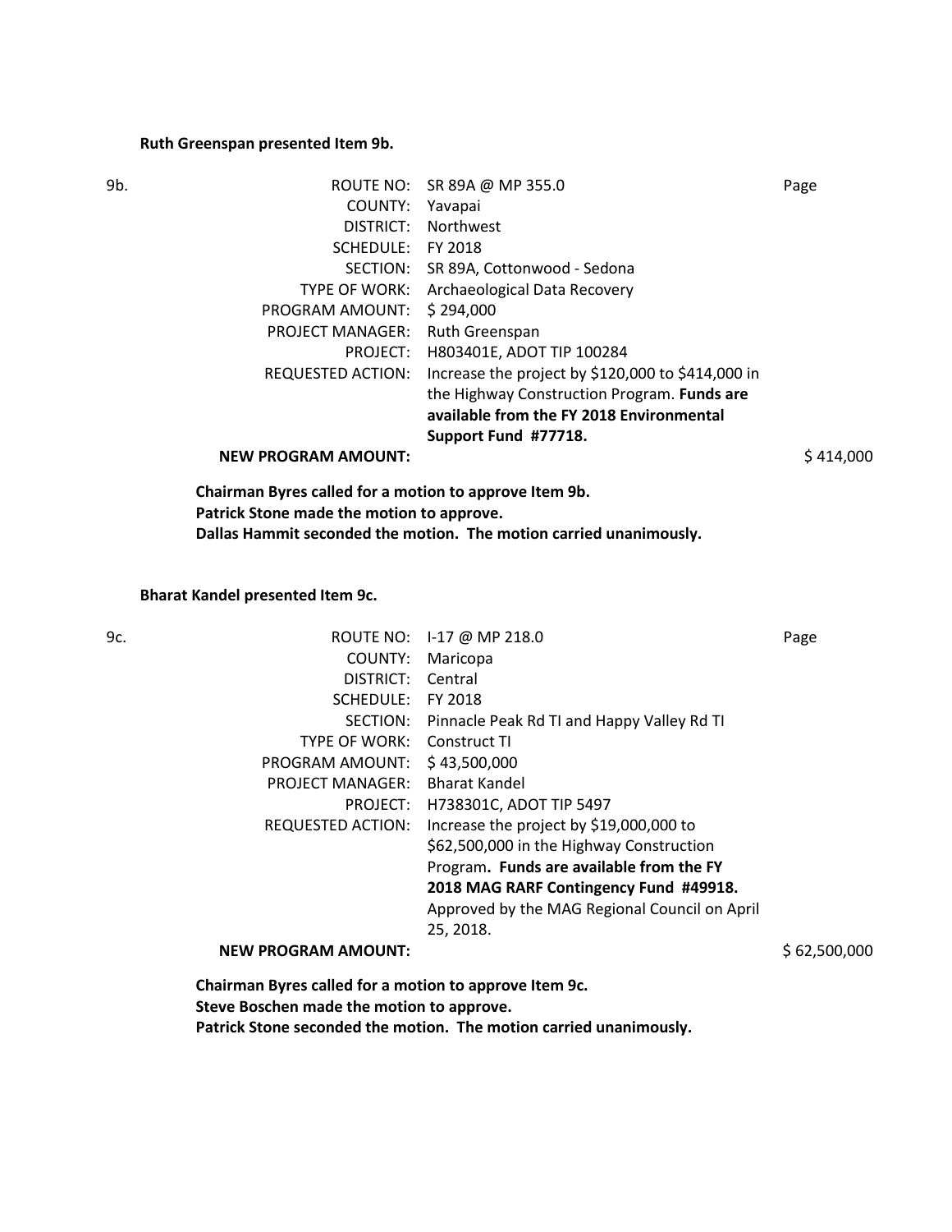**Ruth Greenspan presented Item 9b.**

| 9b. | | | |
|---|---|---|---|
| | ROUTE NO: | SR 89A @ MP 355.0 | Page |
| | COUNTY: | Yavapai | |
| | DISTRICT: | Northwest | |
| | SCHEDULE: | FY 2018 | |
| | SECTION: | SR 89A, Cottonwood - Sedona | |
| | TYPE OF WORK: | Archaeological Data Recovery | |
| | PROGRAM AMOUNT: | $ 294,000 | |
| | PROJECT MANAGER: | Ruth Greenspan | |
| | PROJECT: | H803401E, ADOT TIP 100284 | |
| | REQUESTED ACTION: | Increase the project by $120,000 to $414,000 in the Highway Construction Program. **Funds are available from the FY 2018 Environmental Support Fund #77718.** | |
| | **NEW PROGRAM AMOUNT:** | | $ 414,000 |

**Chairman Byres called for a motion to approve Item 9b.**
**Patrick Stone made the motion to approve.**
**Dallas Hammit seconded the motion. The motion carried unanimously.**

**Bharat Kandel presented Item 9c.**

| 9c. | | | |
|---|---|---|---|
| | ROUTE NO: | I-17 @ MP 218.0 | Page |
| | COUNTY: | Maricopa | |
| | DISTRICT: | Central | |
| | SCHEDULE: | FY 2018 | |
| | SECTION: | Pinnacle Peak Rd TI and Happy Valley Rd TI | |
| | TYPE OF WORK: | Construct TI | |
| | PROGRAM AMOUNT: | $ 43,500,000 | |
| | PROJECT MANAGER: | Bharat Kandel | |
| | PROJECT: | H738301C, ADOT TIP 5497 | |
| | REQUESTED ACTION: | Increase the project by $19,000,000 to $62,500,000 in the Highway Construction Program**. Funds are available from the FY 2018 MAG RARF Contingency Fund #49918.** Approved by the MAG Regional Council on April 25, 2018. | |
| | **NEW PROGRAM AMOUNT:** | | $ 62,500,000 |

**Chairman Byres called for a motion to approve Item 9c.**
**Steve Boschen made the motion to approve.**
**Patrick Stone seconded the motion. The motion carried unanimously.**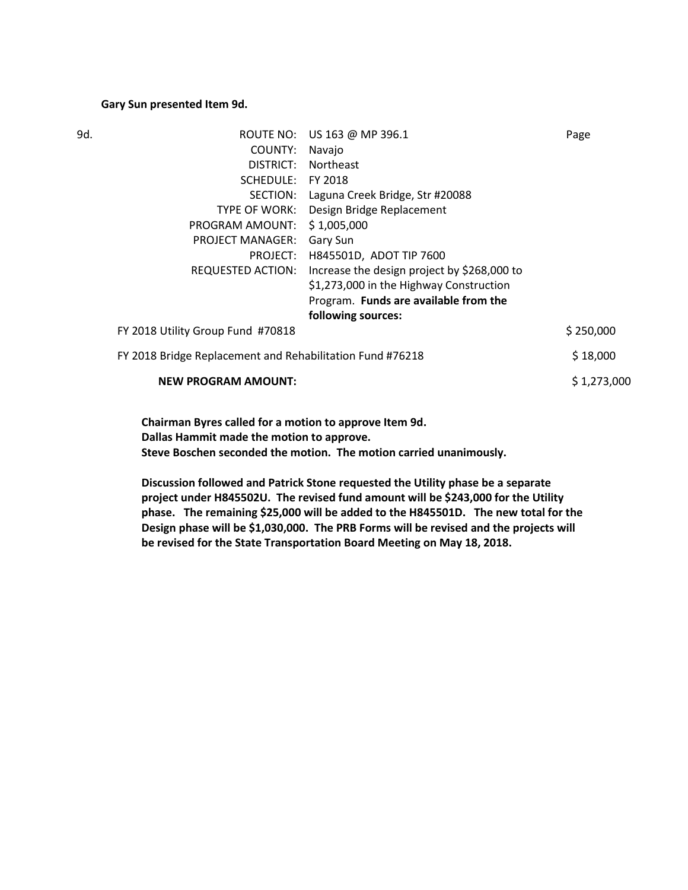**Gary Sun presented Item 9d.**

| 9d. | | | Page |
|---|---|---|---|
| | ROUTE NO: | US 163 @ MP 396.1 | |
| | COUNTY: | Navajo | |
| | DISTRICT: | Northeast | |
| | SCHEDULE: | FY 2018 | |
| | SECTION: | Laguna Creek Bridge, Str #20088 | |
| | TYPE OF WORK: | Design Bridge Replacement | |
| | PROGRAM AMOUNT: | $ 1,005,000 | |
| | PROJECT MANAGER: | Gary Sun | |
| | PROJECT: | H845501D, ADOT TIP 7600 | |
| | REQUESTED ACTION: | Increase the design project by $268,000 to $1,273,000 in the Highway Construction Program. **Funds are available from the following sources:** | |
| | FY 2018 Utility Group Fund #70818 | | $ 250,000 |
| | FY 2018 Bridge Replacement and Rehabilitation Fund #76218 | | $ 18,000 |
| | **NEW PROGRAM AMOUNT:** | | $ 1,273,000 |

**Chairman Byres called for a motion to approve Item 9d.**
**Dallas Hammit made the motion to approve.**
**Steve Boschen seconded the motion. The motion carried unanimously.**

**Discussion followed and Patrick Stone requested the Utility phase be a separate project under H845502U. The revised fund amount will be $243,000 for the Utility phase. The remaining $25,000 will be added to the H845501D. The new total for the Design phase will be $1,030,000. The PRB Forms will be revised and the projects will be revised for the State Transportation Board Meeting on May 18, 2018.**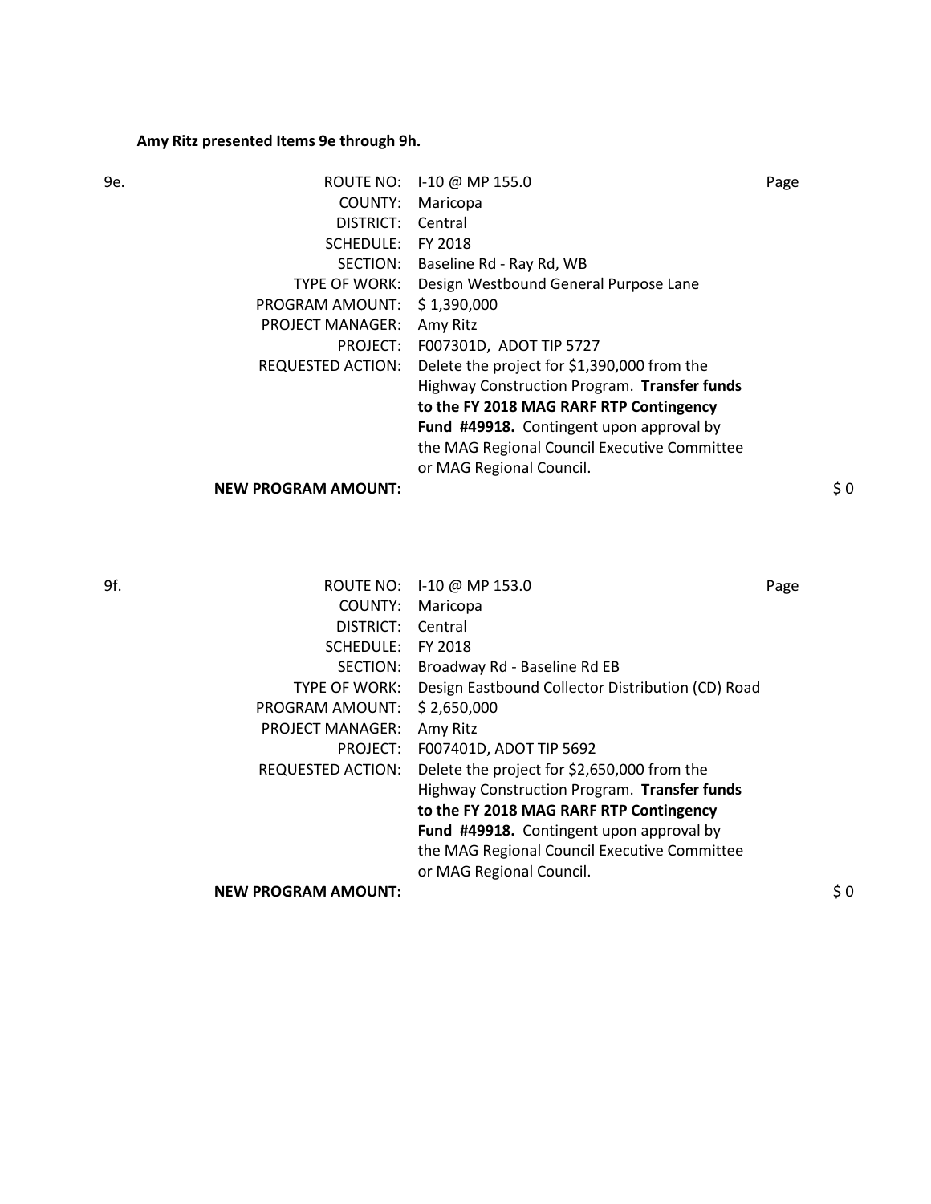**Amy Ritz presented Items 9e through 9h.**

9e.

| | | |
|---|---|---|
| ROUTE NO: | I-10 @ MP 155.0 | Page |
| COUNTY: | Maricopa | |
| DISTRICT: | Central | |
| SCHEDULE: | FY 2018 | |
| SECTION: | Baseline Rd - Ray Rd, WB | |
| TYPE OF WORK: | Design Westbound General Purpose Lane | |
| PROGRAM AMOUNT: | $ 1,390,000 | |
| PROJECT MANAGER: | Amy Ritz | |
| PROJECT: | F007301D, ADOT TIP 5727 | |
| REQUESTED ACTION: | Delete the project for $1,390,000 from the Highway Construction Program. **Transfer funds to the FY 2018 MAG RARF RTP Contingency Fund #49918.** Contingent upon approval by the MAG Regional Council Executive Committee or MAG Regional Council. | |
| **NEW PROGRAM AMOUNT:** | | $ 0 |

9f.

| | | |
|---|---|---|
| ROUTE NO: | I-10 @ MP 153.0 | Page |
| COUNTY: | Maricopa | |
| DISTRICT: | Central | |
| SCHEDULE: | FY 2018 | |
| SECTION: | Broadway Rd - Baseline Rd EB | |
| TYPE OF WORK: | Design Eastbound Collector Distribution (CD) Road | |
| PROGRAM AMOUNT: | $ 2,650,000 | |
| PROJECT MANAGER: | Amy Ritz | |
| PROJECT: | F007401D, ADOT TIP 5692 | |
| REQUESTED ACTION: | Delete the project for $2,650,000 from the Highway Construction Program. **Transfer funds to the FY 2018 MAG RARF RTP Contingency Fund #49918.** Contingent upon approval by the MAG Regional Council Executive Committee or MAG Regional Council. | |
| **NEW PROGRAM AMOUNT:** | | $ 0 |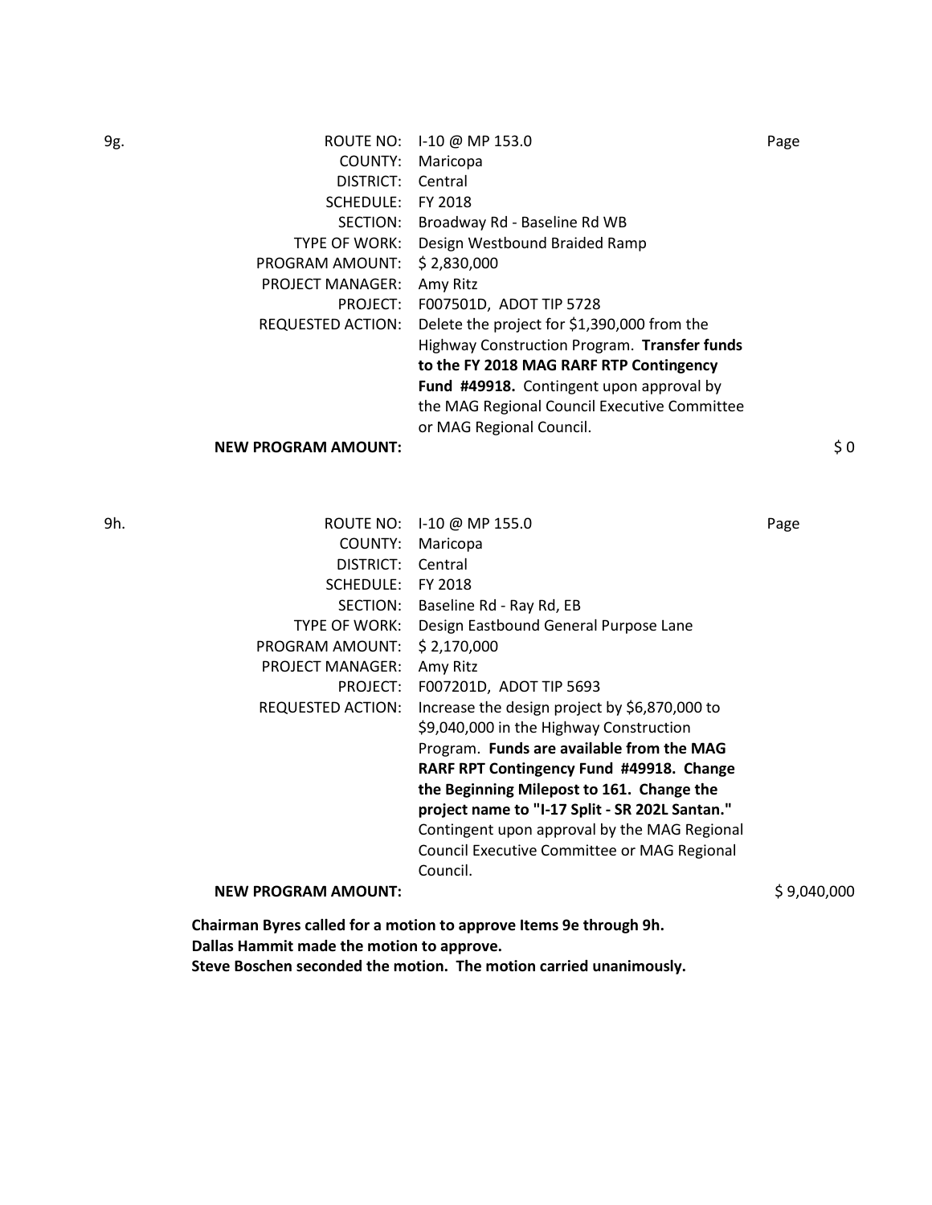9g.

| | | |
|---|---|---|
| ROUTE NO: | I-10 @ MP 153.0 | Page |
| COUNTY: | Maricopa | |
| DISTRICT: | Central | |
| SCHEDULE: | FY 2018 | |
| SECTION: | Broadway Rd - Baseline Rd WB | |
| TYPE OF WORK: | Design Westbound Braided Ramp | |
| PROGRAM AMOUNT: | $ 2,830,000 | |
| PROJECT MANAGER: | Amy Ritz | |
| PROJECT: | F007501D, ADOT TIP 5728 | |
| REQUESTED ACTION: | Delete the project for $1,390,000 from the Highway Construction Program. **Transfer funds to the FY 2018 MAG RARF RTP Contingency Fund #49918.** Contingent upon approval by the MAG Regional Council Executive Committee or MAG Regional Council. | |
| **NEW PROGRAM AMOUNT:** | | $ 0 |

9h.

| | | |
|---|---|---|
| ROUTE NO: | I-10 @ MP 155.0 | Page |
| COUNTY: | Maricopa | |
| DISTRICT: | Central | |
| SCHEDULE: | FY 2018 | |
| SECTION: | Baseline Rd - Ray Rd, EB | |
| TYPE OF WORK: | Design Eastbound General Purpose Lane | |
| PROGRAM AMOUNT: | $ 2,170,000 | |
| PROJECT MANAGER: | Amy Ritz | |
| PROJECT: | F007201D, ADOT TIP 5693 | |
| REQUESTED ACTION: | Increase the design project by $6,870,000 to $9,040,000 in the Highway Construction Program. **Funds are available from the MAG RARF RPT Contingency Fund #49918. Change the Beginning Milepost to 161. Change the project name to "I-17 Split - SR 202L Santan."** Contingent upon approval by the MAG Regional Council Executive Committee or MAG Regional Council. | |
| **NEW PROGRAM AMOUNT:** | | $ 9,040,000 |

**Chairman Byres called for a motion to approve Items 9e through 9h.**
**Dallas Hammit made the motion to approve.**
**Steve Boschen seconded the motion. The motion carried unanimously.**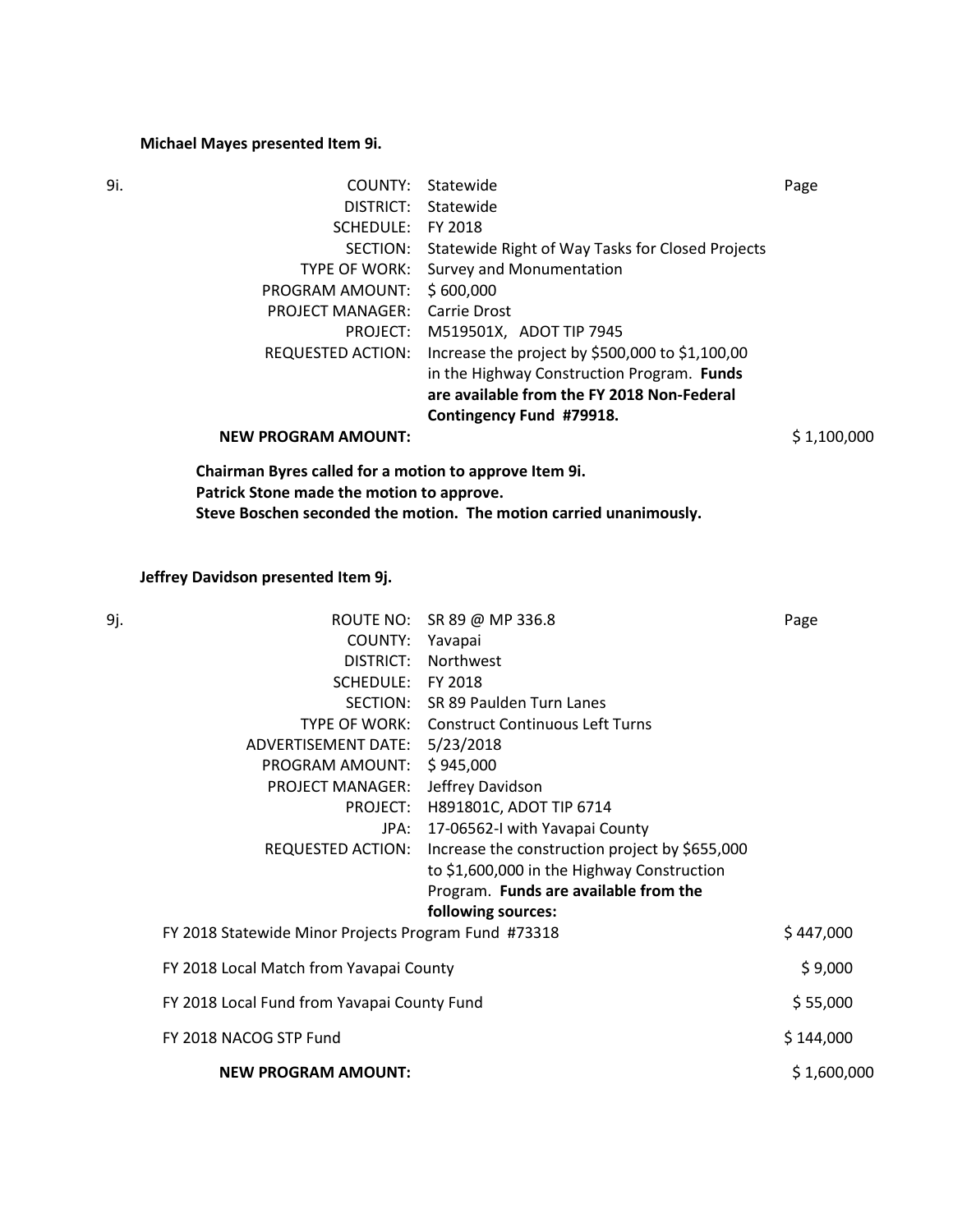**Michael Mayes presented Item 9i.**

9i.

| | | |
|---|---|---|
| COUNTY: | Statewide | Page |
| DISTRICT: | Statewide | |
| SCHEDULE: | FY 2018 | |
| SECTION: | Statewide Right of Way Tasks for Closed Projects | |
| TYPE OF WORK: | Survey and Monumentation | |
| PROGRAM AMOUNT: | $ 600,000 | |
| PROJECT MANAGER: | Carrie Drost | |
| PROJECT: | M519501X, ADOT TIP 7945 | |
| REQUESTED ACTION: | Increase the project by $500,000 to $1,100,00 in the Highway Construction Program. **Funds are available from the FY 2018 Non-Federal Contingency Fund #79918.** | |
| **NEW PROGRAM AMOUNT:** | | $ 1,100,000 |

**Chairman Byres called for a motion to approve Item 9i.**
**Patrick Stone made the motion to approve.**
**Steve Boschen seconded the motion. The motion carried unanimously.**

**Jeffrey Davidson presented Item 9j.**

9j.

| | | |
|---|---|---|
| ROUTE NO: | SR 89 @ MP 336.8 | Page |
| COUNTY: | Yavapai | |
| DISTRICT: | Northwest | |
| SCHEDULE: | FY 2018 | |
| SECTION: | SR 89 Paulden Turn Lanes | |
| TYPE OF WORK: | Construct Continuous Left Turns | |
| ADVERTISEMENT DATE: | 5/23/2018 | |
| PROGRAM AMOUNT: | $ 945,000 | |
| PROJECT MANAGER: | Jeffrey Davidson | |
| PROJECT: | H891801C, ADOT TIP 6714 | |
| JPA: | 17-06562-I with Yavapai County | |
| REQUESTED ACTION: | Increase the construction project by $655,000 to $1,600,000 in the Highway Construction Program. **Funds are available from the following sources:** | |

| | |
|---|---|
| FY 2018 Statewide Minor Projects Program Fund #73318 | $ 447,000 |
| FY 2018 Local Match from Yavapai County | $ 9,000 |
| FY 2018 Local Fund from Yavapai County Fund | $ 55,000 |
| FY 2018 NACOG STP Fund | $ 144,000 |
| **NEW PROGRAM AMOUNT:** | $ 1,600,000 |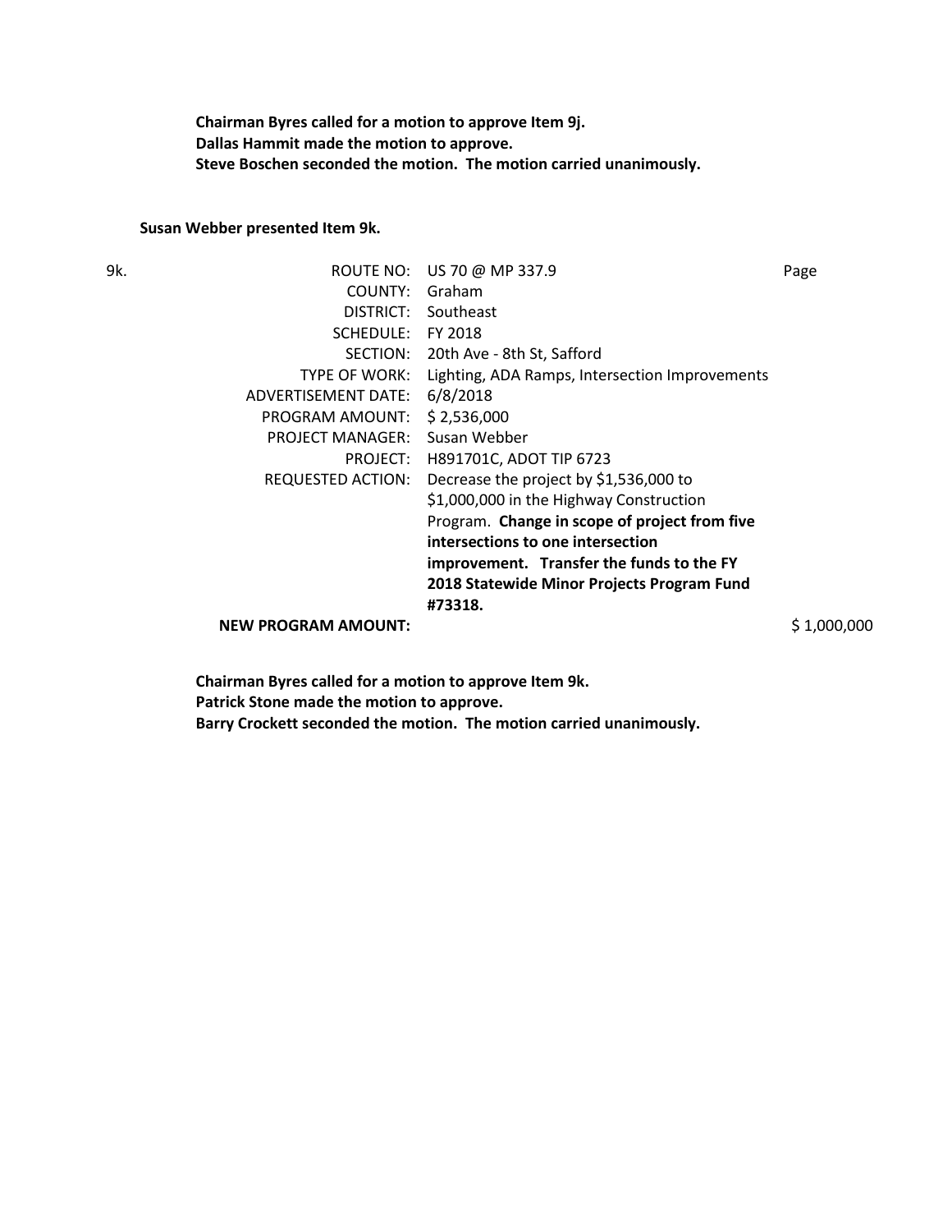**Chairman Byres called for a motion to approve Item 9j.**
**Dallas Hammit made the motion to approve.**
**Steve Boschen seconded the motion. The motion carried unanimously.**

**Susan Webber presented Item 9k.**

| 9k. | | | |
|---|---|---|---|
| | ROUTE NO: | US 70 @ MP 337.9 | Page |
| | COUNTY: | Graham | |
| | DISTRICT: | Southeast | |
| | SCHEDULE: | FY 2018 | |
| | SECTION: | 20th Ave - 8th St, Safford | |
| | TYPE OF WORK: | Lighting, ADA Ramps, Intersection Improvements | |
| | ADVERTISEMENT DATE: | 6/8/2018 | |
| | PROGRAM AMOUNT: | $ 2,536,000 | |
| | PROJECT MANAGER: | Susan Webber | |
| | PROJECT: | H891701C, ADOT TIP 6723 | |
| | REQUESTED ACTION: | Decrease the project by $1,536,000 to $1,000,000 in the Highway Construction Program. **Change in scope of project from five intersections to one intersection improvement. Transfer the funds to the FY 2018 Statewide Minor Projects Program Fund #73318.** | |
| | **NEW PROGRAM AMOUNT:** | | $ 1,000,000 |

**Chairman Byres called for a motion to approve Item 9k.**
**Patrick Stone made the motion to approve.**
**Barry Crockett seconded the motion. The motion carried unanimously.**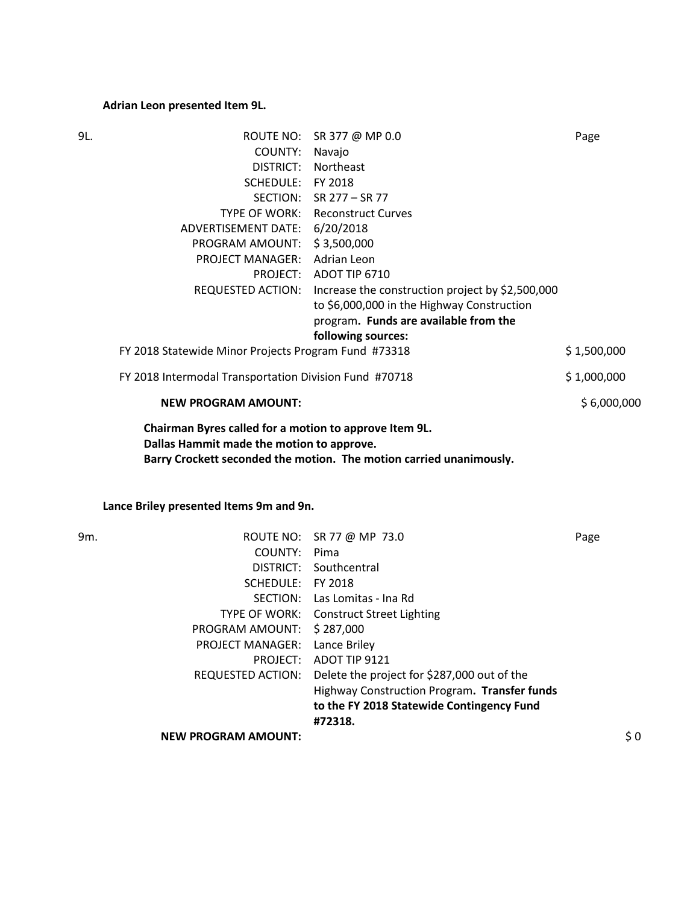**Adrian Leon presented Item 9L.**

| 9L. | | | |
|---|---|---|---|
| | ROUTE NO: | SR 377 @ MP 0.0 | Page |
| | COUNTY: | Navajo | |
| | DISTRICT: | Northeast | |
| | SCHEDULE: | FY 2018 | |
| | SECTION: | SR 277 – SR 77 | |
| | TYPE OF WORK: | Reconstruct Curves | |
| | ADVERTISEMENT DATE: | 6/20/2018 | |
| | PROGRAM AMOUNT: | $ 3,500,000 | |
| | PROJECT MANAGER: | Adrian Leon | |
| | PROJECT: | ADOT TIP 6710 | |
| | REQUESTED ACTION: | Increase the construction project by $2,500,000 to $6,000,000 in the Highway Construction program. **Funds are available from the following sources:** | |

FY 2018 Statewide Minor Projects Program Fund #73318 — $ 1,500,000

FY 2018 Intermodal Transportation Division Fund #70718 — $ 1,000,000

**NEW PROGRAM AMOUNT:** $ 6,000,000

**Chairman Byres called for a motion to approve Item 9L.**
**Dallas Hammit made the motion to approve.**
**Barry Crockett seconded the motion. The motion carried unanimously.**

**Lance Briley presented Items 9m and 9n.**

| 9m. | | | |
|---|---|---|---|
| | ROUTE NO: | SR 77 @ MP 73.0 | Page |
| | COUNTY: | Pima | |
| | DISTRICT: | Southcentral | |
| | SCHEDULE: | FY 2018 | |
| | SECTION: | Las Lomitas - Ina Rd | |
| | TYPE OF WORK: | Construct Street Lighting | |
| | PROGRAM AMOUNT: | $ 287,000 | |
| | PROJECT MANAGER: | Lance Briley | |
| | PROJECT: | ADOT TIP 9121 | |
| | REQUESTED ACTION: | Delete the project for $287,000 out of the Highway Construction Program. **Transfer funds to the FY 2018 Statewide Contingency Fund #72318.** | |

**NEW PROGRAM AMOUNT:** $ 0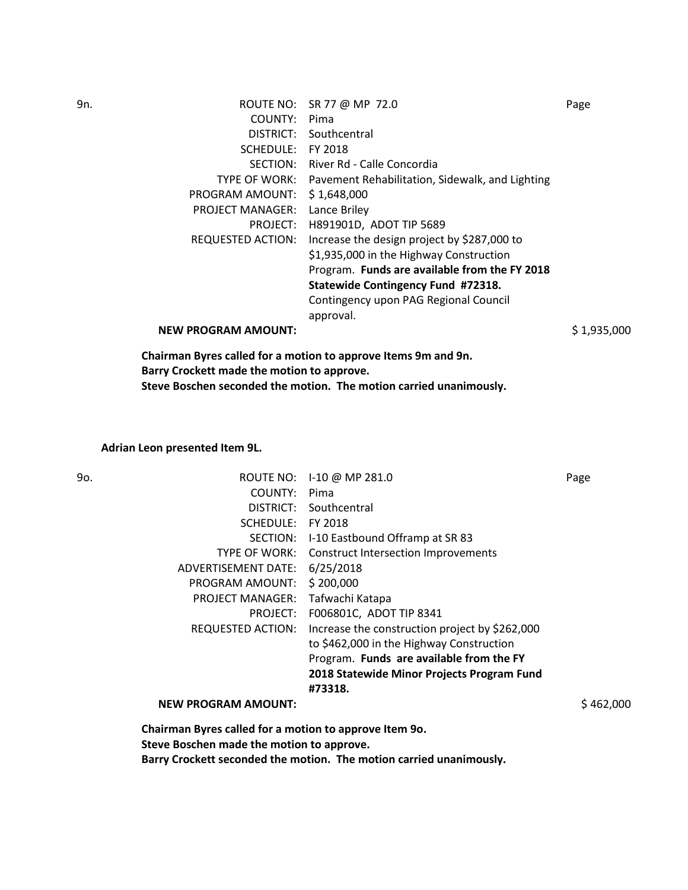9n.

| | | |
|---|---|---|
| ROUTE NO: | SR 77 @ MP 72.0 | Page |
| COUNTY: | Pima | |
| DISTRICT: | Southcentral | |
| SCHEDULE: | FY 2018 | |
| SECTION: | River Rd - Calle Concordia | |
| TYPE OF WORK: | Pavement Rehabilitation, Sidewalk, and Lighting | |
| PROGRAM AMOUNT: | $ 1,648,000 | |
| PROJECT MANAGER: | Lance Briley | |
| PROJECT: | H891901D, ADOT TIP 5689 | |
| REQUESTED ACTION: | Increase the design project by $287,000 to $1,935,000 in the Highway Construction Program. **Funds are available from the FY 2018 Statewide Contingency Fund #72318.** Contingency upon PAG Regional Council approval. | |
| **NEW PROGRAM AMOUNT:** | | $ 1,935,000 |

**Chairman Byres called for a motion to approve Items 9m and 9n.**
**Barry Crockett made the motion to approve.**
**Steve Boschen seconded the motion. The motion carried unanimously.**

**Adrian Leon presented Item 9L.**

9o.

| | | |
|---|---|---|
| ROUTE NO: | I-10 @ MP 281.0 | Page |
| COUNTY: | Pima | |
| DISTRICT: | Southcentral | |
| SCHEDULE: | FY 2018 | |
| SECTION: | I-10 Eastbound Offramp at SR 83 | |
| TYPE OF WORK: | Construct Intersection Improvements | |
| ADVERTISEMENT DATE: | 6/25/2018 | |
| PROGRAM AMOUNT: | $ 200,000 | |
| PROJECT MANAGER: | Tafwachi Katapa | |
| PROJECT: | F006801C, ADOT TIP 8341 | |
| REQUESTED ACTION: | Increase the construction project by $262,000 to $462,000 in the Highway Construction Program. **Funds are available from the FY 2018 Statewide Minor Projects Program Fund #73318.** | |
| **NEW PROGRAM AMOUNT:** | | $ 462,000 |

**Chairman Byres called for a motion to approve Item 9o.**
**Steve Boschen made the motion to approve.**
**Barry Crockett seconded the motion. The motion carried unanimously.**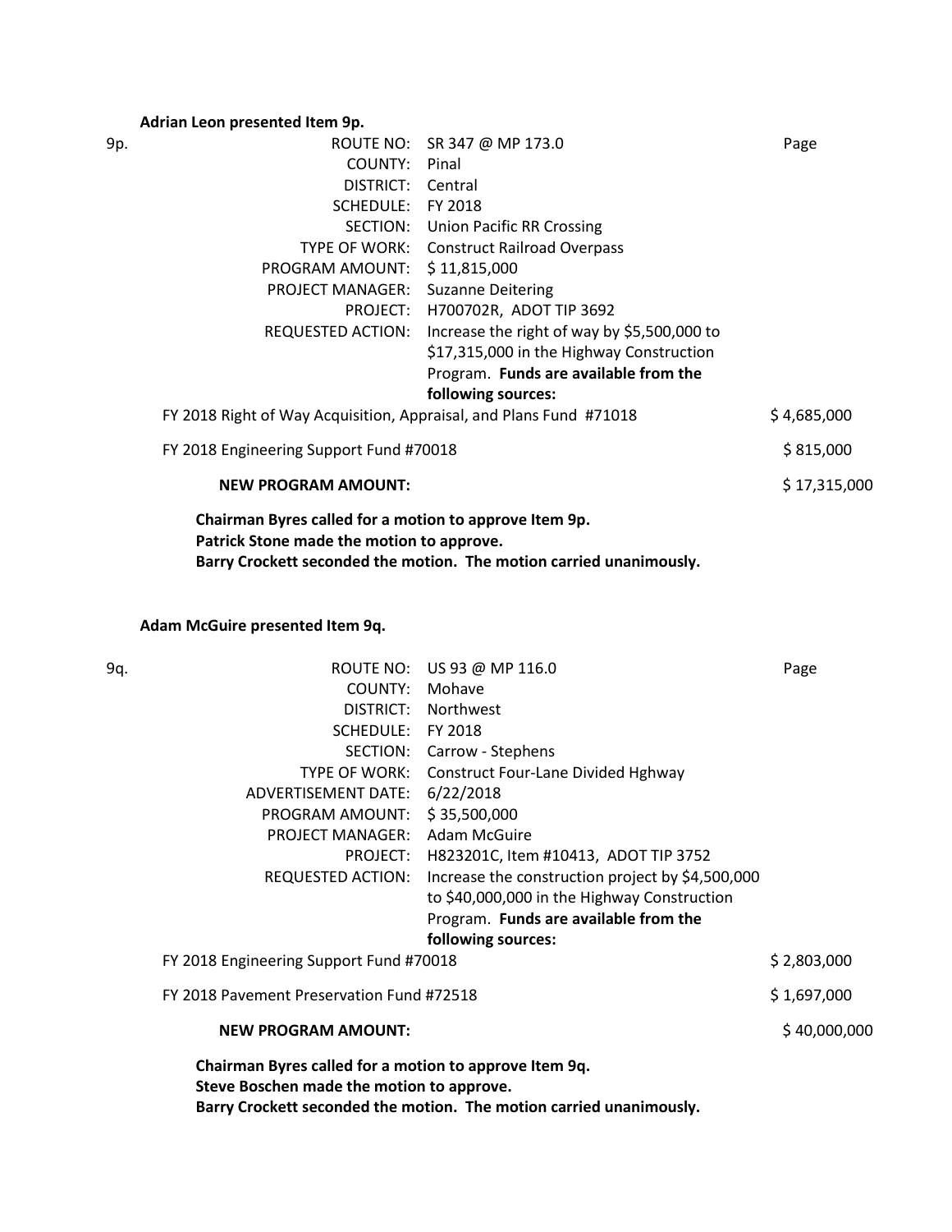**Adrian Leon presented Item 9p.**

9p.

| | | |
|---|---|---|
| ROUTE NO: | SR 347 @ MP 173.0 | Page |
| COUNTY: | Pinal | |
| DISTRICT: | Central | |
| SCHEDULE: | FY 2018 | |
| SECTION: | Union Pacific RR Crossing | |
| TYPE OF WORK: | Construct Railroad Overpass | |
| PROGRAM AMOUNT: | $ 11,815,000 | |
| PROJECT MANAGER: | Suzanne Deitering | |
| PROJECT: | H700702R, ADOT TIP 3692 | |
| REQUESTED ACTION: | Increase the right of way by $5,500,000 to $17,315,000 in the Highway Construction Program. **Funds are available from the following sources:** | |

| | |
|---|---|
| FY 2018 Right of Way Acquisition, Appraisal, and Plans Fund #71018 | $ 4,685,000 |
| FY 2018 Engineering Support Fund #70018 | $ 815,000 |
| **NEW PROGRAM AMOUNT:** | $ 17,315,000 |

**Chairman Byres called for a motion to approve Item 9p.**
**Patrick Stone made the motion to approve.**
**Barry Crockett seconded the motion. The motion carried unanimously.**

**Adam McGuire presented Item 9q.**

9q.

| | | |
|---|---|---|
| ROUTE NO: | US 93 @ MP 116.0 | Page |
| COUNTY: | Mohave | |
| DISTRICT: | Northwest | |
| SCHEDULE: | FY 2018 | |
| SECTION: | Carrow - Stephens | |
| TYPE OF WORK: | Construct Four-Lane Divided Hghway | |
| ADVERTISEMENT DATE: | 6/22/2018 | |
| PROGRAM AMOUNT: | $ 35,500,000 | |
| PROJECT MANAGER: | Adam McGuire | |
| PROJECT: | H823201C, Item #10413, ADOT TIP 3752 | |
| REQUESTED ACTION: | Increase the construction project by $4,500,000 to $40,000,000 in the Highway Construction Program. **Funds are available from the following sources:** | |

| | |
|---|---|
| FY 2018 Engineering Support Fund #70018 | $ 2,803,000 |
| FY 2018 Pavement Preservation Fund #72518 | $ 1,697,000 |
| **NEW PROGRAM AMOUNT:** | $ 40,000,000 |

**Chairman Byres called for a motion to approve Item 9q.**
**Steve Boschen made the motion to approve.**
**Barry Crockett seconded the motion. The motion carried unanimously.**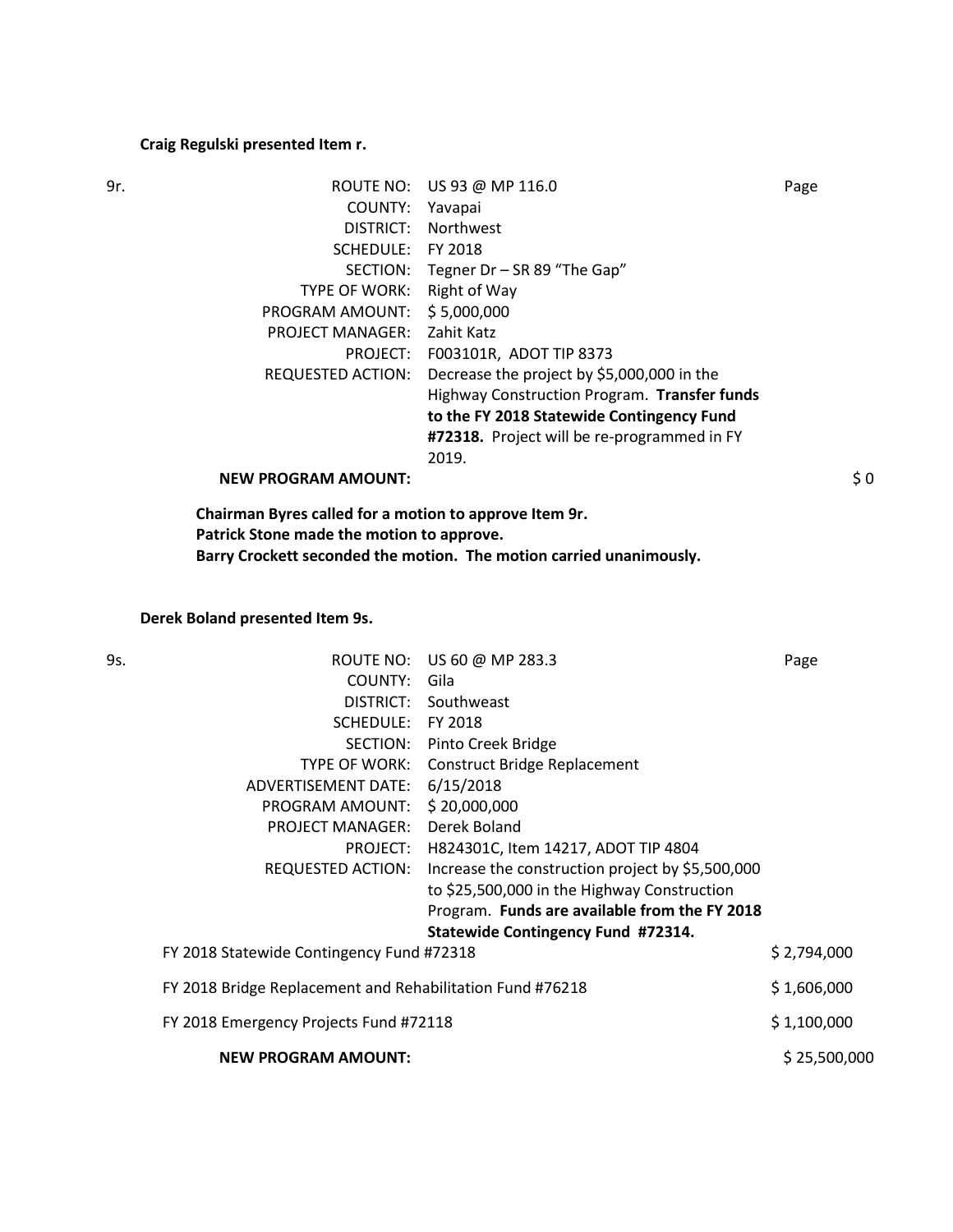**Craig Regulski presented Item r.**

| 9r. | | | |
|---|---|---|---|
| | ROUTE NO: | US 93 @ MP 116.0 | Page |
| | COUNTY: | Yavapai | |
| | DISTRICT: | Northwest | |
| | SCHEDULE: | FY 2018 | |
| | SECTION: | Tegner Dr – SR 89 "The Gap" | |
| | TYPE OF WORK: | Right of Way | |
| | PROGRAM AMOUNT: | $ 5,000,000 | |
| | PROJECT MANAGER: | Zahit Katz | |
| | PROJECT: | F003101R, ADOT TIP 8373 | |
| | REQUESTED ACTION: | Decrease the project by $5,000,000 in the Highway Construction Program. **Transfer funds to the FY 2018 Statewide Contingency Fund #72318.** Project will be re-programmed in FY 2019. | |
| | **NEW PROGRAM AMOUNT:** | | $ 0 |

**Chairman Byres called for a motion to approve Item 9r.**
**Patrick Stone made the motion to approve.**
**Barry Crockett seconded the motion. The motion carried unanimously.**

**Derek Boland presented Item 9s.**

| 9s. | | | |
|---|---|---|---|
| | ROUTE NO: | US 60 @ MP 283.3 | Page |
| | COUNTY: | Gila | |
| | DISTRICT: | Southweast | |
| | SCHEDULE: | FY 2018 | |
| | SECTION: | Pinto Creek Bridge | |
| | TYPE OF WORK: | Construct Bridge Replacement | |
| | ADVERTISEMENT DATE: | 6/15/2018 | |
| | PROGRAM AMOUNT: | $ 20,000,000 | |
| | PROJECT MANAGER: | Derek Boland | |
| | PROJECT: | H824301C, Item 14217, ADOT TIP 4804 | |
| | REQUESTED ACTION: | Increase the construction project by $5,500,000 to $25,500,000 in the Highway Construction Program. **Funds are available from the FY 2018 Statewide Contingency Fund #72314.** | |
| | FY 2018 Statewide Contingency Fund #72318 | | $ 2,794,000 |
| | FY 2018 Bridge Replacement and Rehabilitation Fund #76218 | | $ 1,606,000 |
| | FY 2018 Emergency Projects Fund #72118 | | $ 1,100,000 |
| | **NEW PROGRAM AMOUNT:** | | $ 25,500,000 |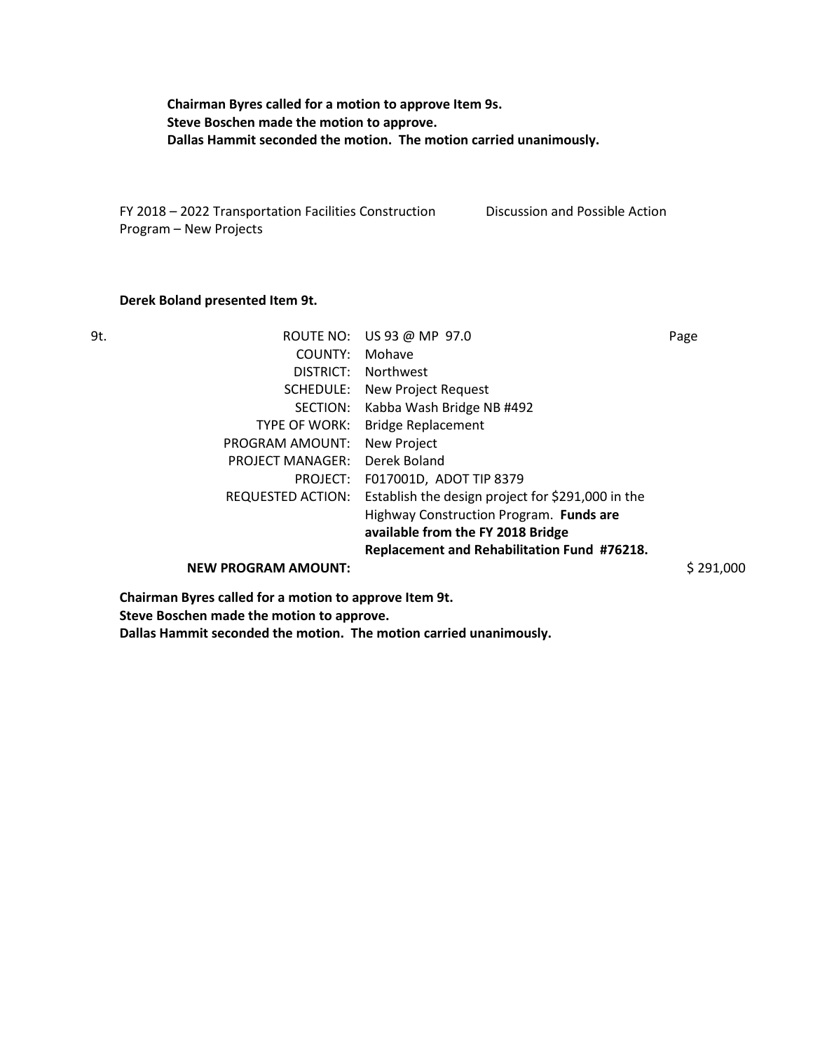**Chairman Byres called for a motion to approve Item 9s.**
**Steve Boschen made the motion to approve.**
**Dallas Hammit seconded the motion. The motion carried unanimously.**

FY 2018 – 2022 Transportation Facilities Construction Program – New Projects — Discussion and Possible Action

**Derek Boland presented Item 9t.**

9t.

| | | |
|---|---|---|
| ROUTE NO: | US 93 @ MP 97.0 | Page |
| COUNTY: | Mohave | |
| DISTRICT: | Northwest | |
| SCHEDULE: | New Project Request | |
| SECTION: | Kabba Wash Bridge NB #492 | |
| TYPE OF WORK: | Bridge Replacement | |
| PROGRAM AMOUNT: | New Project | |
| PROJECT MANAGER: | Derek Boland | |
| PROJECT: | F017001D, ADOT TIP 8379 | |
| REQUESTED ACTION: | Establish the design project for $291,000 in the Highway Construction Program. **Funds are available from the FY 2018 Bridge Replacement and Rehabilitation Fund #76218.** | |
| **NEW PROGRAM AMOUNT:** | | $ 291,000 |

**Chairman Byres called for a motion to approve Item 9t.**
**Steve Boschen made the motion to approve.**
**Dallas Hammit seconded the motion. The motion carried unanimously.**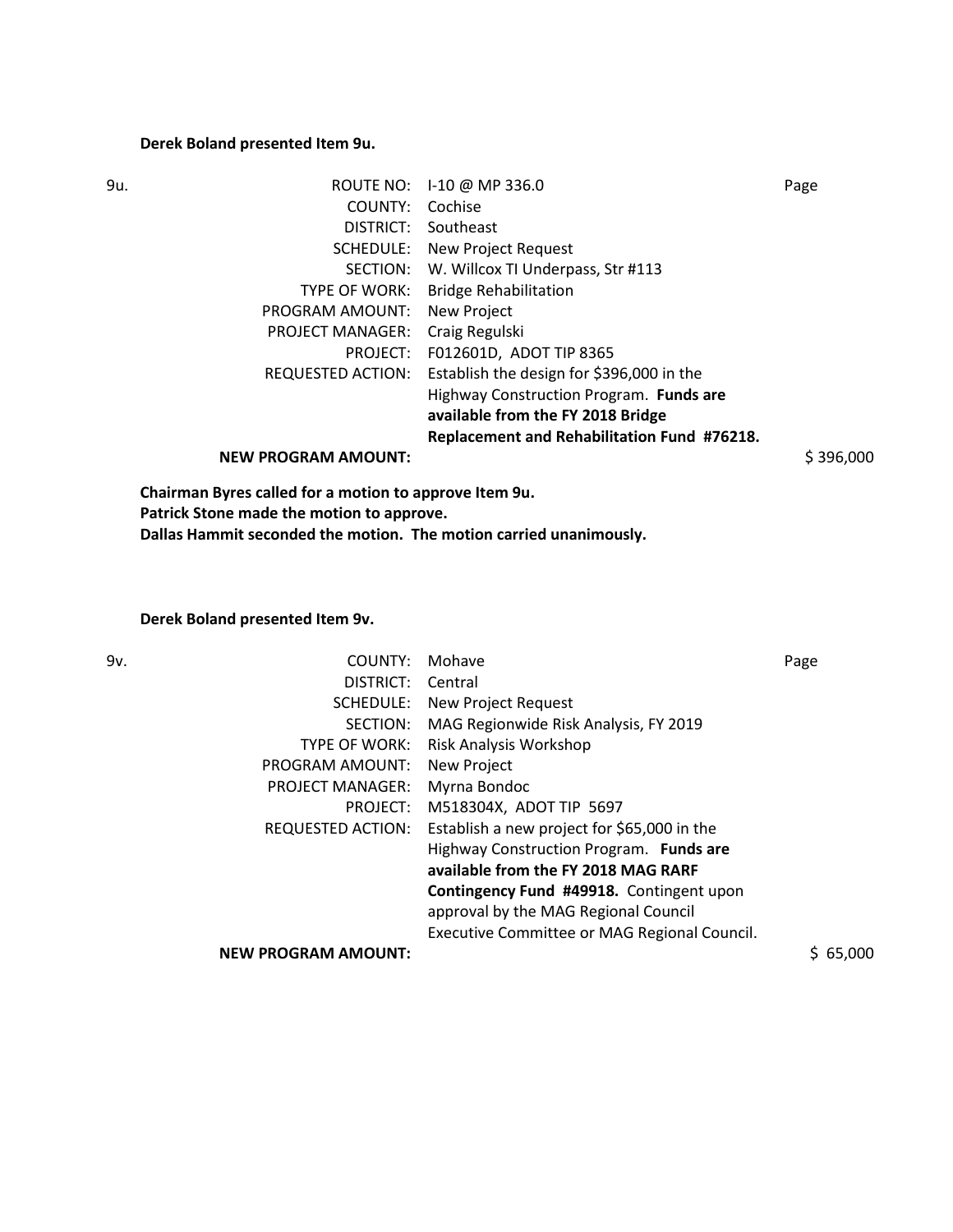**Derek Boland presented Item 9u.**

| 9u. | | | |
|---|---|---|---|
| | ROUTE NO: | I-10 @ MP 336.0 | Page |
| | COUNTY: | Cochise | |
| | DISTRICT: | Southeast | |
| | SCHEDULE: | New Project Request | |
| | SECTION: | W. Willcox TI Underpass, Str #113 | |
| | TYPE OF WORK: | Bridge Rehabilitation | |
| | PROGRAM AMOUNT: | New Project | |
| | PROJECT MANAGER: | Craig Regulski | |
| | PROJECT: | F012601D, ADOT TIP 8365 | |
| | REQUESTED ACTION: | Establish the design for $396,000 in the Highway Construction Program. **Funds are available from the FY 2018 Bridge Replacement and Rehabilitation Fund #76218.** | |
| | **NEW PROGRAM AMOUNT:** | | $ 396,000 |

**Chairman Byres called for a motion to approve Item 9u.**
**Patrick Stone made the motion to approve.**
**Dallas Hammit seconded the motion. The motion carried unanimously.**

**Derek Boland presented Item 9v.**

| 9v. | | | |
|---|---|---|---|
| | COUNTY: | Mohave | Page |
| | DISTRICT: | Central | |
| | SCHEDULE: | New Project Request | |
| | SECTION: | MAG Regionwide Risk Analysis, FY 2019 | |
| | TYPE OF WORK: | Risk Analysis Workshop | |
| | PROGRAM AMOUNT: | New Project | |
| | PROJECT MANAGER: | Myrna Bondoc | |
| | PROJECT: | M518304X, ADOT TIP 5697 | |
| | REQUESTED ACTION: | Establish a new project for $65,000 in the Highway Construction Program. **Funds are available from the FY 2018 MAG RARF Contingency Fund #49918.** Contingent upon approval by the MAG Regional Council Executive Committee or MAG Regional Council. | |
| | **NEW PROGRAM AMOUNT:** | | $ 65,000 |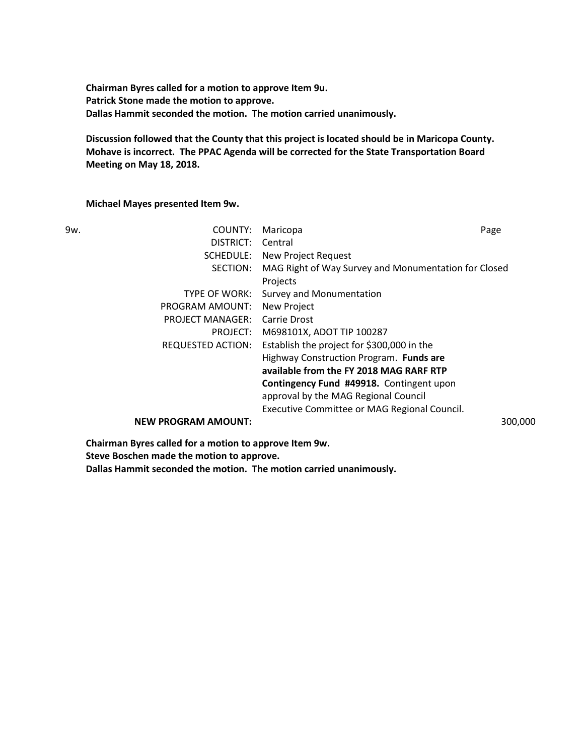**Chairman Byres called for a motion to approve Item 9u.**
**Patrick Stone made the motion to approve.**
**Dallas Hammit seconded the motion. The motion carried unanimously.**

**Discussion followed that the County that this project is located should be in Maricopa County. Mohave is incorrect. The PPAC Agenda will be corrected for the State Transportation Board Meeting on May 18, 2018.**

**Michael Mayes presented Item 9w.**

9w.

| | | |
|---|---|---|
| COUNTY: | Maricopa | Page |
| DISTRICT: | Central | |
| SCHEDULE: | New Project Request | |
| SECTION: | MAG Right of Way Survey and Monumentation for Closed Projects | |
| TYPE OF WORK: | Survey and Monumentation | |
| PROGRAM AMOUNT: | New Project | |
| PROJECT MANAGER: | Carrie Drost | |
| PROJECT: | M698101X, ADOT TIP 100287 | |
| REQUESTED ACTION: | Establish the project for $300,000 in the Highway Construction Program. **Funds are available from the FY 2018 MAG RARF RTP Contingency Fund #49918.** Contingent upon approval by the MAG Regional Council Executive Committee or MAG Regional Council. | |
| **NEW PROGRAM AMOUNT:** | | 300,000 |

**Chairman Byres called for a motion to approve Item 9w.**
**Steve Boschen made the motion to approve.**
**Dallas Hammit seconded the motion. The motion carried unanimously.**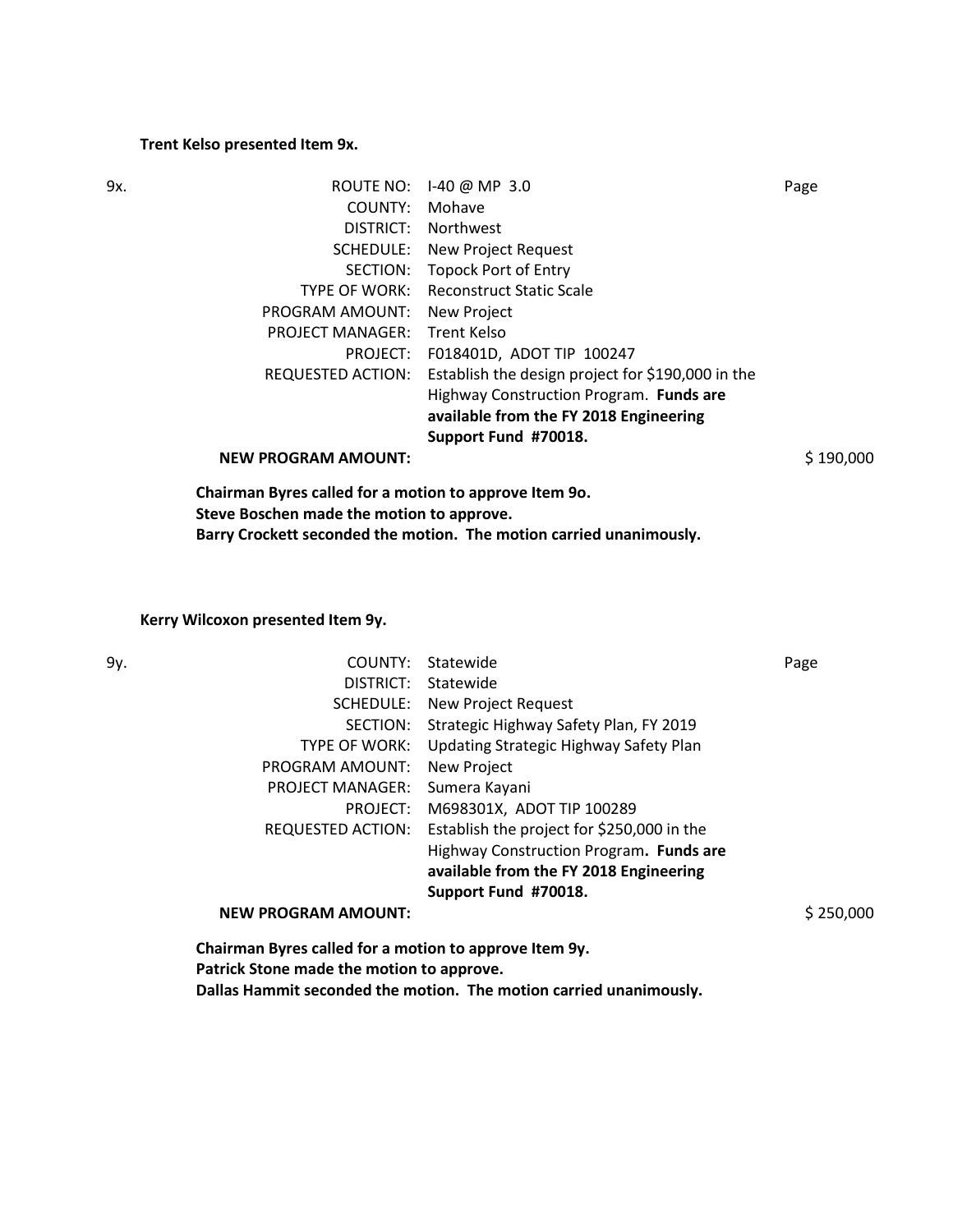**Trent Kelso presented Item 9x.**

9x.

| | | |
|---|---|---|
| ROUTE NO: | I-40 @ MP 3.0 | Page |
| COUNTY: | Mohave | |
| DISTRICT: | Northwest | |
| SCHEDULE: | New Project Request | |
| SECTION: | Topock Port of Entry | |
| TYPE OF WORK: | Reconstruct Static Scale | |
| PROGRAM AMOUNT: | New Project | |
| PROJECT MANAGER: | Trent Kelso | |
| PROJECT: | F018401D, ADOT TIP 100247 | |
| REQUESTED ACTION: | Establish the design project for $190,000 in the Highway Construction Program. **Funds are available from the FY 2018 Engineering Support Fund #70018.** | |
| **NEW PROGRAM AMOUNT:** | | $ 190,000 |

**Chairman Byres called for a motion to approve Item 9o.**
**Steve Boschen made the motion to approve.**
**Barry Crockett seconded the motion. The motion carried unanimously.**

**Kerry Wilcoxon presented Item 9y.**

9y.

| | | |
|---|---|---|
| COUNTY: | Statewide | Page |
| DISTRICT: | Statewide | |
| SCHEDULE: | New Project Request | |
| SECTION: | Strategic Highway Safety Plan, FY 2019 | |
| TYPE OF WORK: | Updating Strategic Highway Safety Plan | |
| PROGRAM AMOUNT: | New Project | |
| PROJECT MANAGER: | Sumera Kayani | |
| PROJECT: | M698301X, ADOT TIP 100289 | |
| REQUESTED ACTION: | Establish the project for $250,000 in the Highway Construction Program**. Funds are available from the FY 2018 Engineering Support Fund #70018.** | |
| **NEW PROGRAM AMOUNT:** | | $ 250,000 |

**Chairman Byres called for a motion to approve Item 9y.**
**Patrick Stone made the motion to approve.**
**Dallas Hammit seconded the motion. The motion carried unanimously.**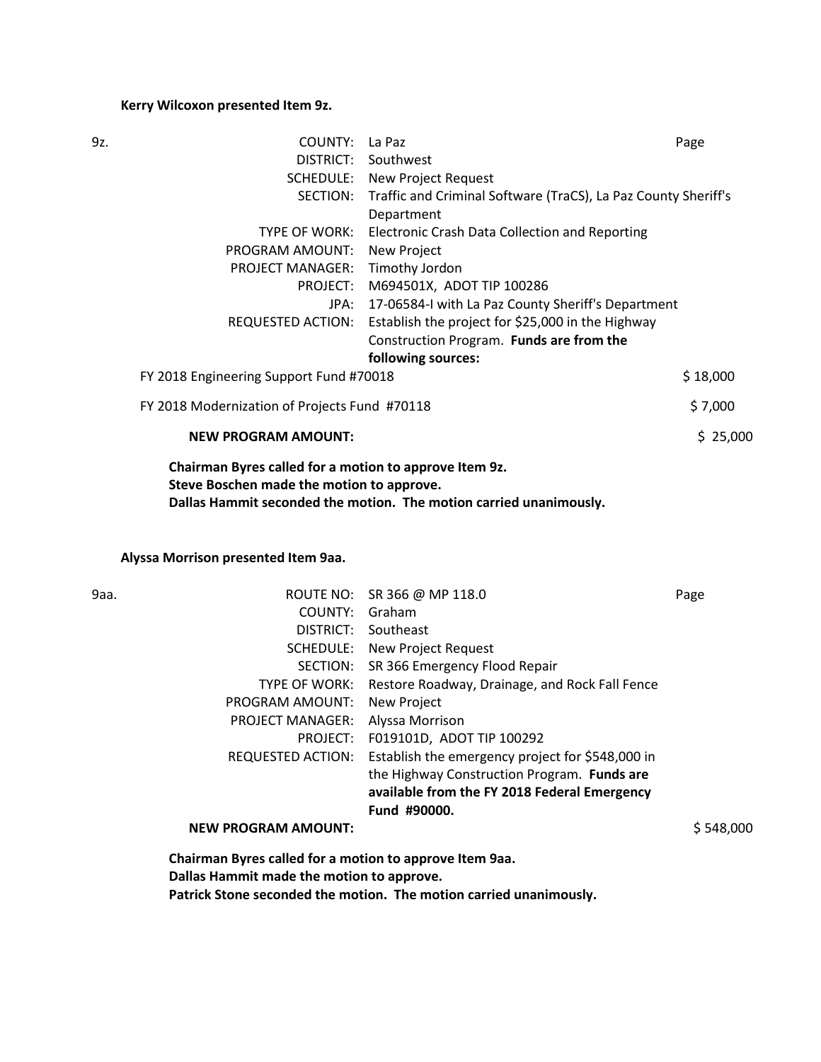**Kerry Wilcoxon presented Item 9z.**

9z.

| | | |
|---|---|---|
| COUNTY: | La Paz | Page |
| DISTRICT: | Southwest | |
| SCHEDULE: | New Project Request | |
| SECTION: | Traffic and Criminal Software (TraCS), La Paz County Sheriff's Department | |
| TYPE OF WORK: | Electronic Crash Data Collection and Reporting | |
| PROGRAM AMOUNT: | New Project | |
| PROJECT MANAGER: | Timothy Jordon | |
| PROJECT: | M694501X, ADOT TIP 100286 | |
| JPA: | 17-06584-I with La Paz County Sheriff's Department | |
| REQUESTED ACTION: | Establish the project for $25,000 in the Highway Construction Program. **Funds are from the following sources:** | |

| | |
|---|---|
| FY 2018 Engineering Support Fund #70018 | $ 18,000 |
| FY 2018 Modernization of Projects Fund #70118 | $ 7,000 |
| **NEW PROGRAM AMOUNT:** | $ 25,000 |

**Chairman Byres called for a motion to approve Item 9z.**
**Steve Boschen made the motion to approve.**
**Dallas Hammit seconded the motion. The motion carried unanimously.**

**Alyssa Morrison presented Item 9aa.**

9aa.

| | | |
|---|---|---|
| ROUTE NO: | SR 366 @ MP 118.0 | Page |
| COUNTY: | Graham | |
| DISTRICT: | Southeast | |
| SCHEDULE: | New Project Request | |
| SECTION: | SR 366 Emergency Flood Repair | |
| TYPE OF WORK: | Restore Roadway, Drainage, and Rock Fall Fence | |
| PROGRAM AMOUNT: | New Project | |
| PROJECT MANAGER: | Alyssa Morrison | |
| PROJECT: | F019101D, ADOT TIP 100292 | |
| REQUESTED ACTION: | Establish the emergency project for $548,000 in the Highway Construction Program. **Funds are available from the FY 2018 Federal Emergency Fund #90000.** | |

| | |
|---|---|
| **NEW PROGRAM AMOUNT:** | $ 548,000 |

**Chairman Byres called for a motion to approve Item 9aa.**
**Dallas Hammit made the motion to approve.**
**Patrick Stone seconded the motion. The motion carried unanimously.**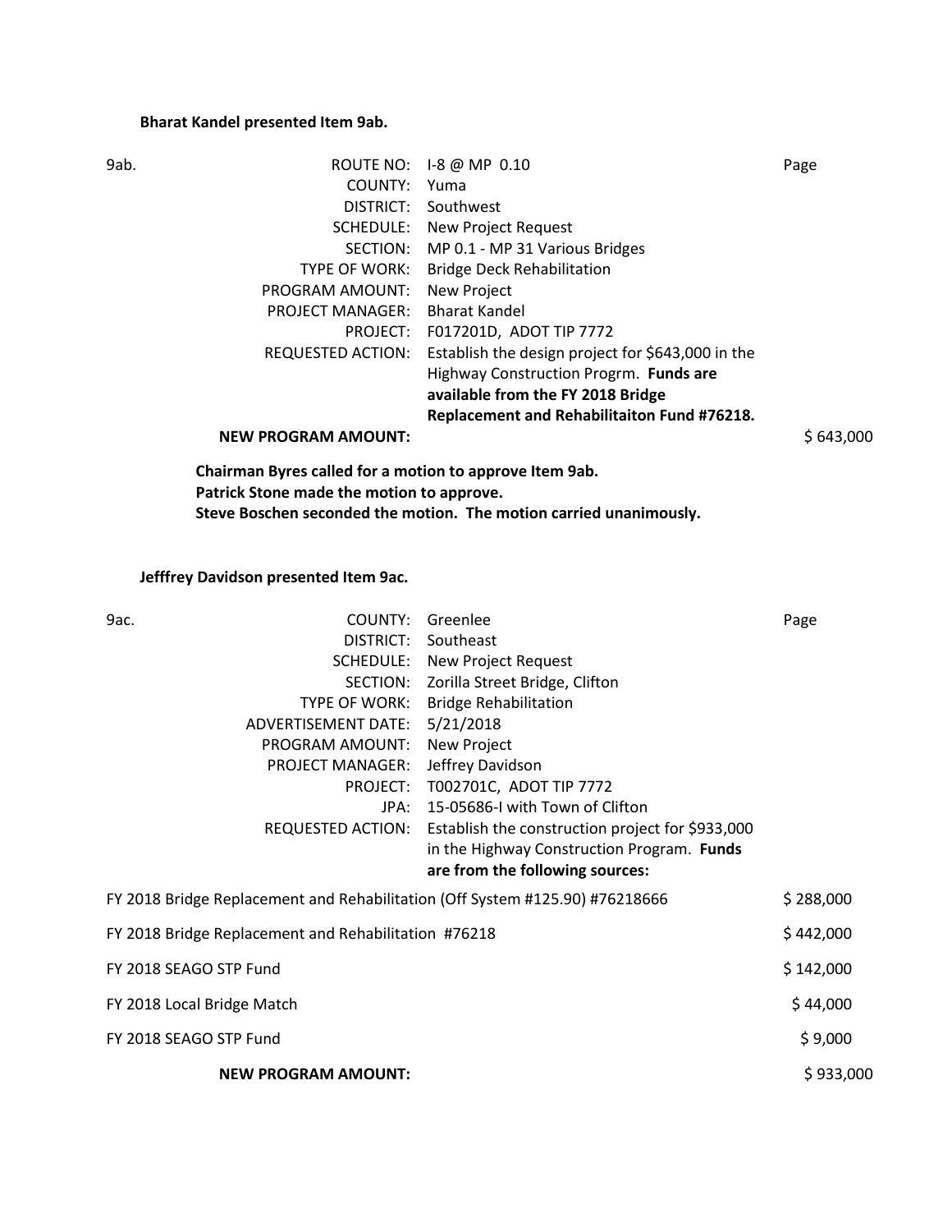**Bharat Kandel presented Item 9ab.**

| 9ab. | | | Page |
|---|---|---|---|
| | ROUTE NO: | I-8 @ MP 0.10 | |
| | COUNTY: | Yuma | |
| | DISTRICT: | Southwest | |
| | SCHEDULE: | New Project Request | |
| | SECTION: | MP 0.1 - MP 31 Various Bridges | |
| | TYPE OF WORK: | Bridge Deck Rehabilitation | |
| | PROGRAM AMOUNT: | New Project | |
| | PROJECT MANAGER: | Bharat Kandel | |
| | PROJECT: | F017201D, ADOT TIP 7772 | |
| | REQUESTED ACTION: | Establish the design project for $643,000 in the Highway Construction Progrm. **Funds are available from the FY 2018 Bridge Replacement and Rehabilitaiton Fund #76218.** | |
| | **NEW PROGRAM AMOUNT:** | | $ 643,000 |

**Chairman Byres called for a motion to approve Item 9ab.**
**Patrick Stone made the motion to approve.**
**Steve Boschen seconded the motion. The motion carried unanimously.**

**Jefffrey Davidson presented Item 9ac.**

| 9ac. | | | Page |
|---|---|---|---|
| | COUNTY: | Greenlee | |
| | DISTRICT: | Southeast | |
| | SCHEDULE: | New Project Request | |
| | SECTION: | Zorilla Street Bridge, Clifton | |
| | TYPE OF WORK: | Bridge Rehabilitation | |
| | ADVERTISEMENT DATE: | 5/21/2018 | |
| | PROGRAM AMOUNT: | New Project | |
| | PROJECT MANAGER: | Jeffrey Davidson | |
| | PROJECT: | T002701C, ADOT TIP 7772 | |
| | JPA: | 15-05686-I with Town of Clifton | |
| | REQUESTED ACTION: | Establish the construction project for $933,000 in the Highway Construction Program. **Funds are from the following sources:** | |

| Source | Amount |
|---|---|
| FY 2018 Bridge Replacement and Rehabilitation (Off System #125.90) #76218666 | $ 288,000 |
| FY 2018 Bridge Replacement and Rehabilitation #76218 | $ 442,000 |
| FY 2018 SEAGO STP Fund | $ 142,000 |
| FY 2018 Local Bridge Match | $ 44,000 |
| FY 2018 SEAGO STP Fund | $ 9,000 |
| **NEW PROGRAM AMOUNT:** | $ 933,000 |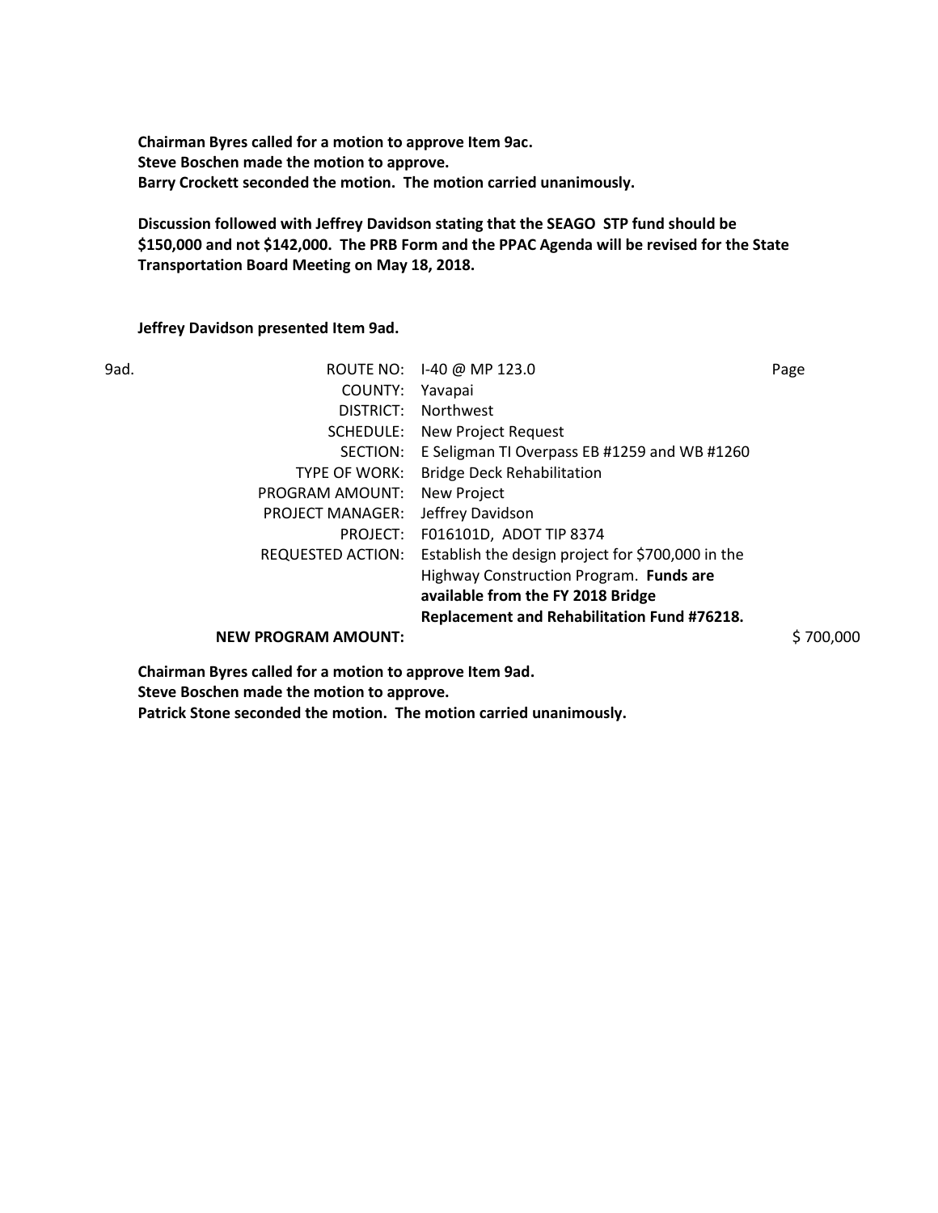**Chairman Byres called for a motion to approve Item 9ac.**
**Steve Boschen made the motion to approve.**
**Barry Crockett seconded the motion. The motion carried unanimously.**

**Discussion followed with Jeffrey Davidson stating that the SEAGO STP fund should be $150,000 and not $142,000. The PRB Form and the PPAC Agenda will be revised for the State Transportation Board Meeting on May 18, 2018.**

**Jeffrey Davidson presented Item 9ad.**

9ad.

| | | |
|---|---|---|
| ROUTE NO: | I-40 @ MP 123.0 | Page |
| COUNTY: | Yavapai | |
| DISTRICT: | Northwest | |
| SCHEDULE: | New Project Request | |
| SECTION: | E Seligman TI Overpass EB #1259 and WB #1260 | |
| TYPE OF WORK: | Bridge Deck Rehabilitation | |
| PROGRAM AMOUNT: | New Project | |
| PROJECT MANAGER: | Jeffrey Davidson | |
| PROJECT: | F016101D, ADOT TIP 8374 | |
| REQUESTED ACTION: | Establish the design project for $700,000 in the Highway Construction Program. **Funds are available from the FY 2018 Bridge Replacement and Rehabilitation Fund #76218.** | |
| **NEW PROGRAM AMOUNT:** | | $ 700,000 |

**Chairman Byres called for a motion to approve Item 9ad.**
**Steve Boschen made the motion to approve.**
**Patrick Stone seconded the motion. The motion carried unanimously.**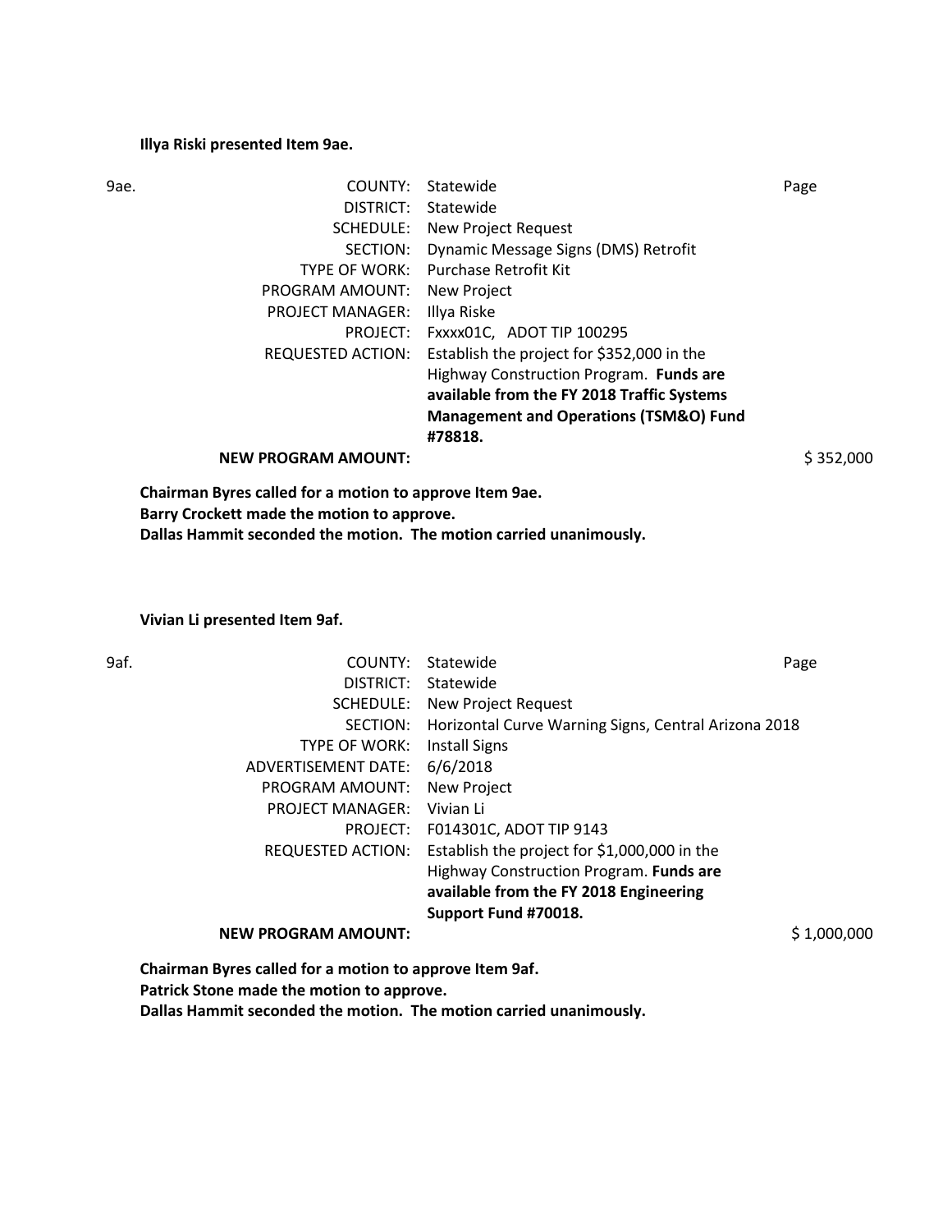**Illya Riski presented Item 9ae.**

| 9ae. | COUNTY: | Statewide | Page |
|---|---|---|---|
| | DISTRICT: | Statewide | |
| | SCHEDULE: | New Project Request | |
| | SECTION: | Dynamic Message Signs (DMS) Retrofit | |
| | TYPE OF WORK: | Purchase Retrofit Kit | |
| | PROGRAM AMOUNT: | New Project | |
| | PROJECT MANAGER: | Illya Riske | |
| | PROJECT: | Fxxxx01C, ADOT TIP 100295 | |
| | REQUESTED ACTION: | Establish the project for $352,000 in the Highway Construction Program. **Funds are available from the FY 2018 Traffic Systems Management and Operations (TSM&O) Fund #78818.** | |
| | **NEW PROGRAM AMOUNT:** | | $ 352,000 |

**Chairman Byres called for a motion to approve Item 9ae.**
**Barry Crockett made the motion to approve.**
**Dallas Hammit seconded the motion. The motion carried unanimously.**

**Vivian Li presented Item 9af.**

| 9af. | COUNTY: | Statewide | Page |
|---|---|---|---|
| | DISTRICT: | Statewide | |
| | SCHEDULE: | New Project Request | |
| | SECTION: | Horizontal Curve Warning Signs, Central Arizona 2018 | |
| | TYPE OF WORK: | Install Signs | |
| | ADVERTISEMENT DATE: | 6/6/2018 | |
| | PROGRAM AMOUNT: | New Project | |
| | PROJECT MANAGER: | Vivian Li | |
| | PROJECT: | F014301C, ADOT TIP 9143 | |
| | REQUESTED ACTION: | Establish the project for $1,000,000 in the Highway Construction Program. **Funds are available from the FY 2018 Engineering Support Fund #70018.** | |
| | **NEW PROGRAM AMOUNT:** | | $ 1,000,000 |

**Chairman Byres called for a motion to approve Item 9af.**
**Patrick Stone made the motion to approve.**
**Dallas Hammit seconded the motion. The motion carried unanimously.**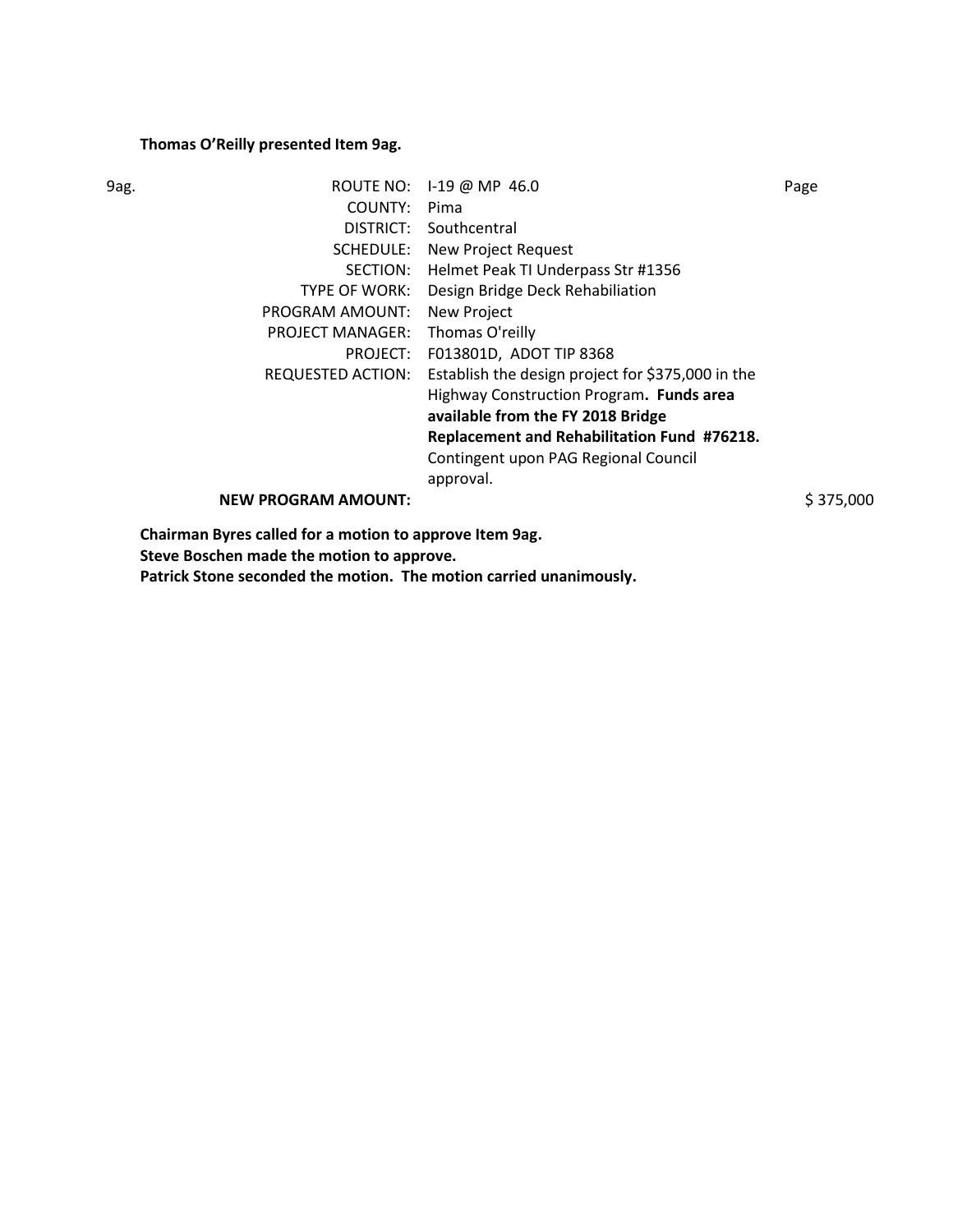**Thomas O'Reilly presented Item 9ag.**

| 9ag. | ROUTE NO: | I-19 @ MP 46.0 | Page |
|---|---|---|---|
| | COUNTY: | Pima | |
| | DISTRICT: | Southcentral | |
| | SCHEDULE: | New Project Request | |
| | SECTION: | Helmet Peak TI Underpass Str #1356 | |
| | TYPE OF WORK: | Design Bridge Deck Rehabiliation | |
| | PROGRAM AMOUNT: | New Project | |
| | PROJECT MANAGER: | Thomas O'reilly | |
| | PROJECT: | F013801D, ADOT TIP 8368 | |
| | REQUESTED ACTION: | Establish the design project for $375,000 in the Highway Construction Program**. Funds area available from the FY 2018 Bridge Replacement and Rehabilitation Fund #76218.** Contingent upon PAG Regional Council approval. | |
| | **NEW PROGRAM AMOUNT:** | | $ 375,000 |

**Chairman Byres called for a motion to approve Item 9ag.**
**Steve Boschen made the motion to approve.**
**Patrick Stone seconded the motion. The motion carried unanimously.**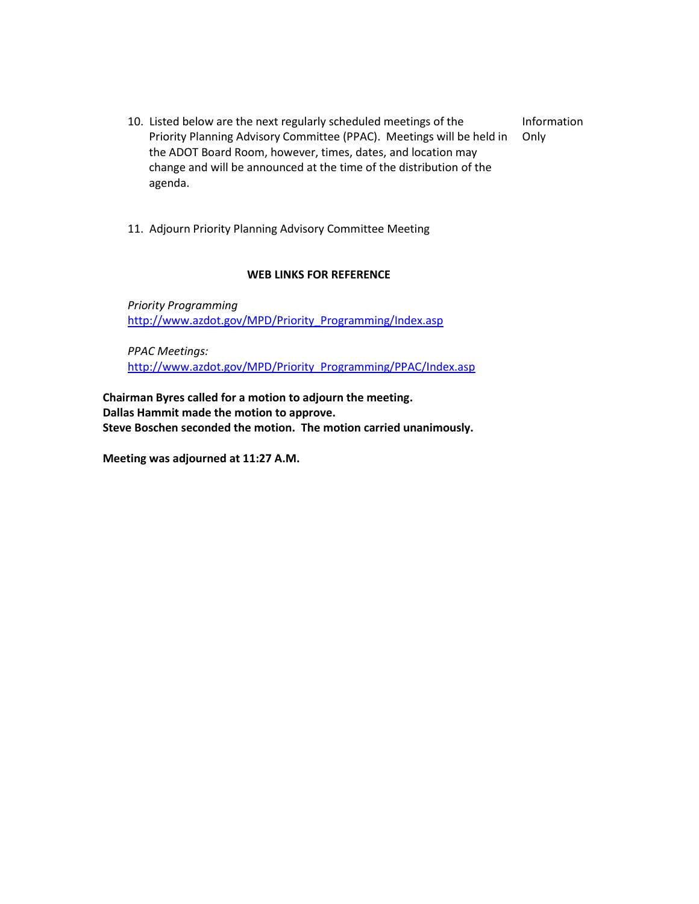10. Listed below are the next regularly scheduled meetings of the Priority Planning Advisory Committee (PPAC). Meetings will be held in the ADOT Board Room, however, times, dates, and location may change and will be announced at the time of the distribution of the agenda. — Information Only

11. Adjourn Priority Planning Advisory Committee Meeting

**WEB LINKS FOR REFERENCE**

*Priority Programming*
http://www.azdot.gov/MPD/Priority_Programming/Index.asp

*PPAC Meetings:*
http://www.azdot.gov/MPD/Priority_Programming/PPAC/Index.asp

**Chairman Byres called for a motion to adjourn the meeting.**
**Dallas Hammit made the motion to approve.**
**Steve Boschen seconded the motion. The motion carried unanimously.**

**Meeting was adjourned at 11:27 A.M.**